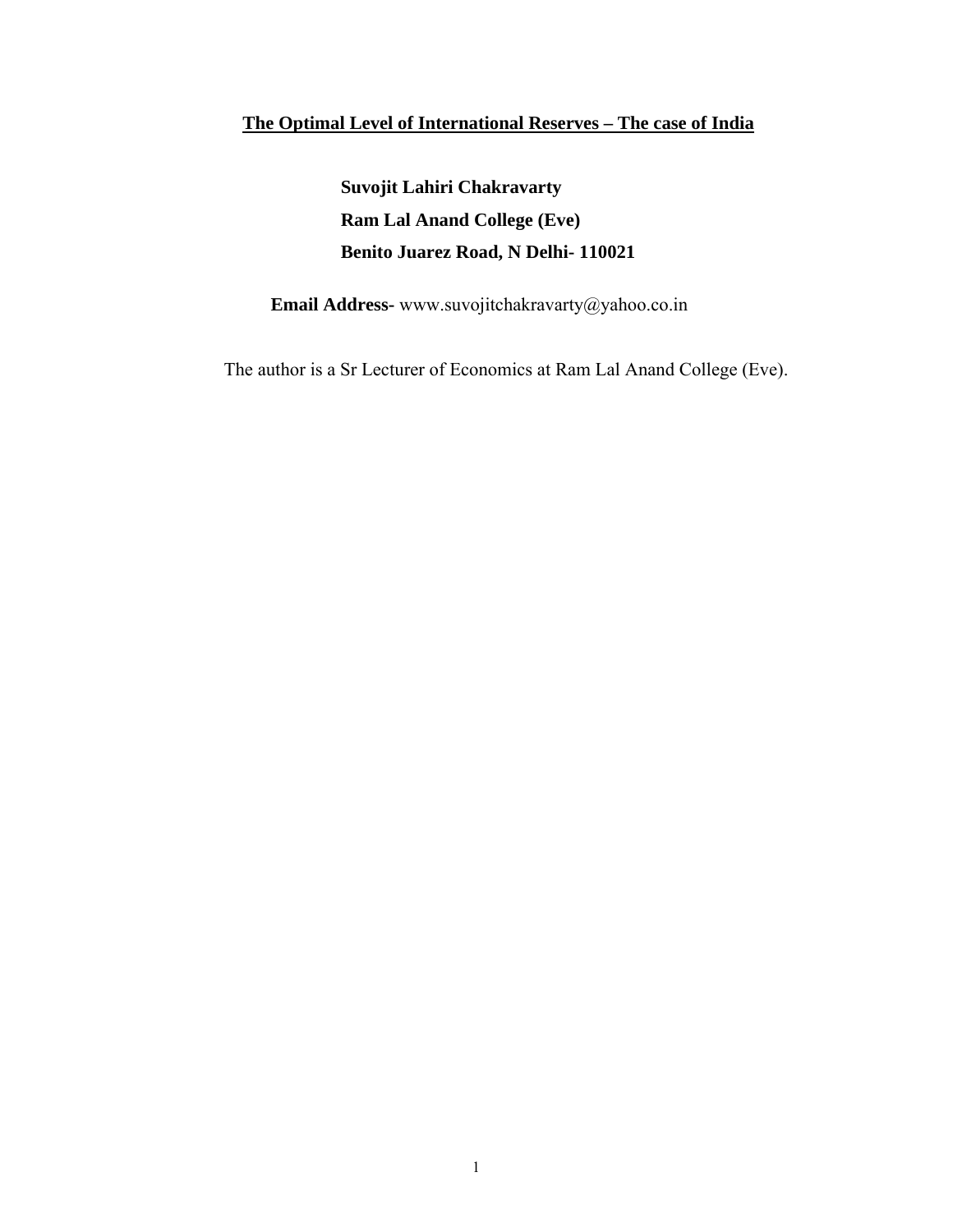# The Optimal Level of International Reserves – The case of India

**Suvojit Lahiri Chakravarty**

**Ram Lal Anand College (Eve)**

**Benito Juarez Road, N Delhi- 110021**

**Email Address-** www.suvojitchakravarty@yahoo.co.in

The author is a Sr Lecturer of Economics at Ram Lal Anand College (Eve).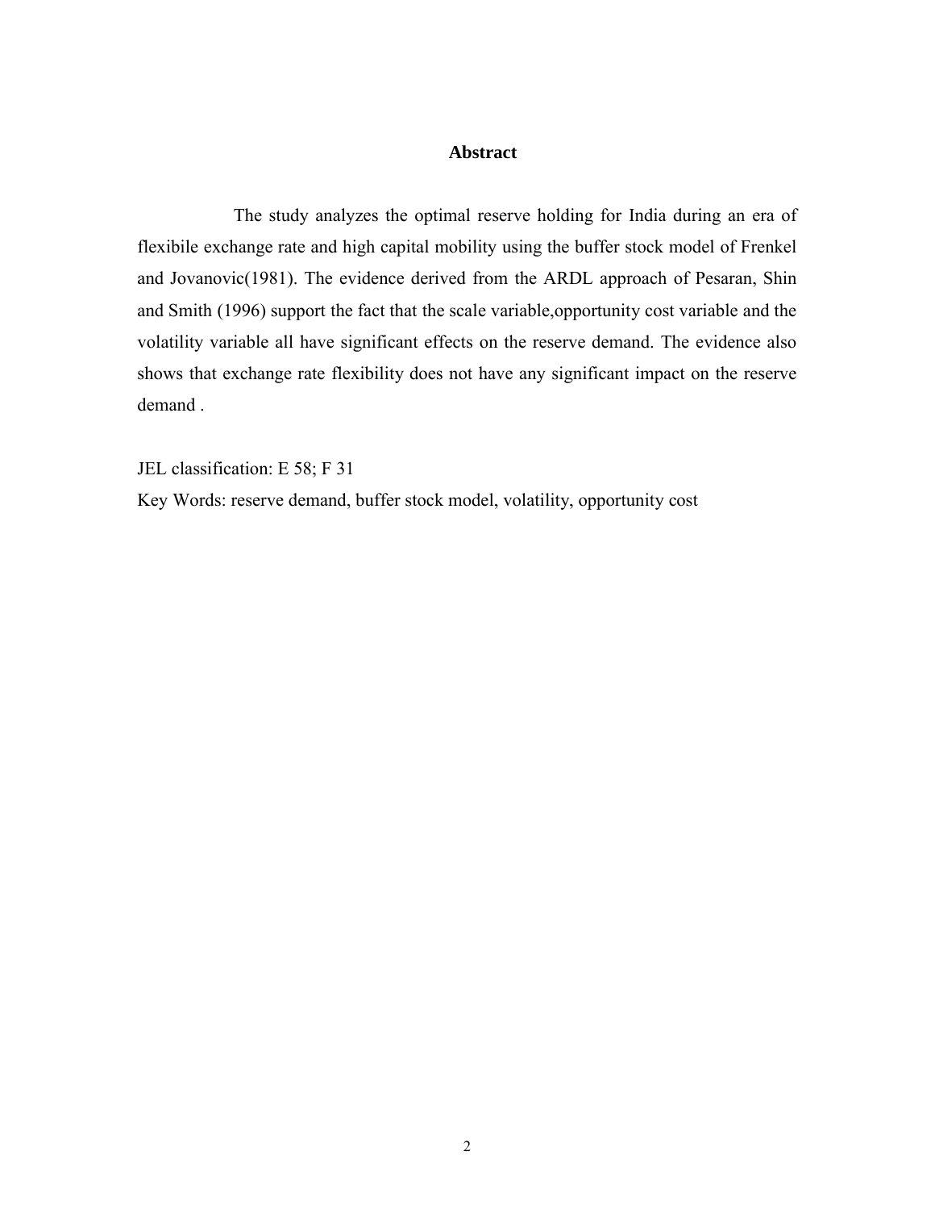## Abstract

The study analyzes the optimal reserve holding for India during an era of flexibile exchange rate and high capital mobility using the buffer stock model of Frenkel and Jovanovic(1981). The evidence derived from the ARDL approach of Pesaran, Shin and Smith (1996) support the fact that the scale variable,opportunity cost variable and the volatility variable all have significant effects on the reserve demand. The evidence also shows that exchange rate flexibility does not have any significant impact on the reserve demand .

JEL classification: E 58; F 31

Key Words: reserve demand, buffer stock model, volatility, opportunity cost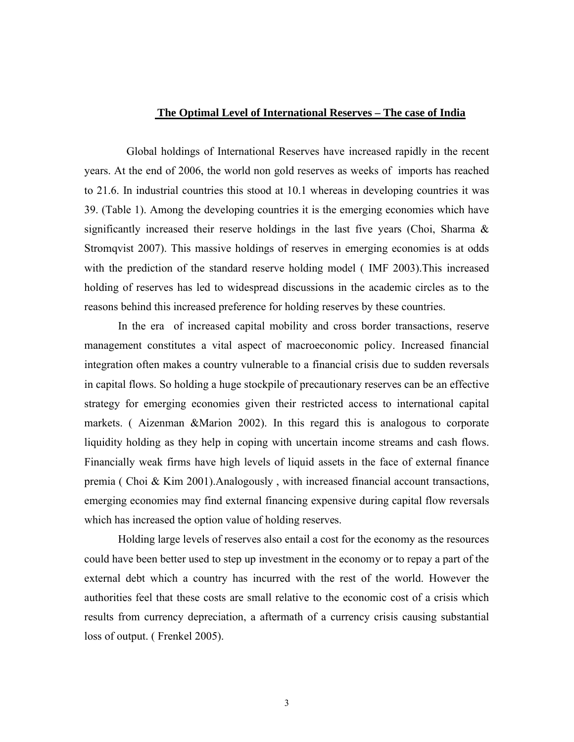## The Optimal Level of International Reserves – The case of India

Global holdings of International Reserves have increased rapidly in the recent years. At the end of 2006, the world non gold reserves as weeks of imports has reached to 21.6. In industrial countries this stood at 10.1 whereas in developing countries it was 39. (Table 1). Among the developing countries it is the emerging economies which have significantly increased their reserve holdings in the last five years (Choi, Sharma & Stromqvist 2007). This massive holdings of reserves in emerging economies is at odds with the prediction of the standard reserve holding model ( IMF 2003).This increased holding of reserves has led to widespread discussions in the academic circles as to the reasons behind this increased preference for holding reserves by these countries.

In the era of increased capital mobility and cross border transactions, reserve management constitutes a vital aspect of macroeconomic policy. Increased financial integration often makes a country vulnerable to a financial crisis due to sudden reversals in capital flows. So holding a huge stockpile of precautionary reserves can be an effective strategy for emerging economies given their restricted access to international capital markets. ( Aizenman &Marion 2002). In this regard this is analogous to corporate liquidity holding as they help in coping with uncertain income streams and cash flows. Financially weak firms have high levels of liquid assets in the face of external finance premia ( Choi & Kim 2001).Analogously , with increased financial account transactions, emerging economies may find external financing expensive during capital flow reversals which has increased the option value of holding reserves.

Holding large levels of reserves also entail a cost for the economy as the resources could have been better used to step up investment in the economy or to repay a part of the external debt which a country has incurred with the rest of the world. However the authorities feel that these costs are small relative to the economic cost of a crisis which results from currency depreciation, a aftermath of a currency crisis causing substantial loss of output. ( Frenkel 2005).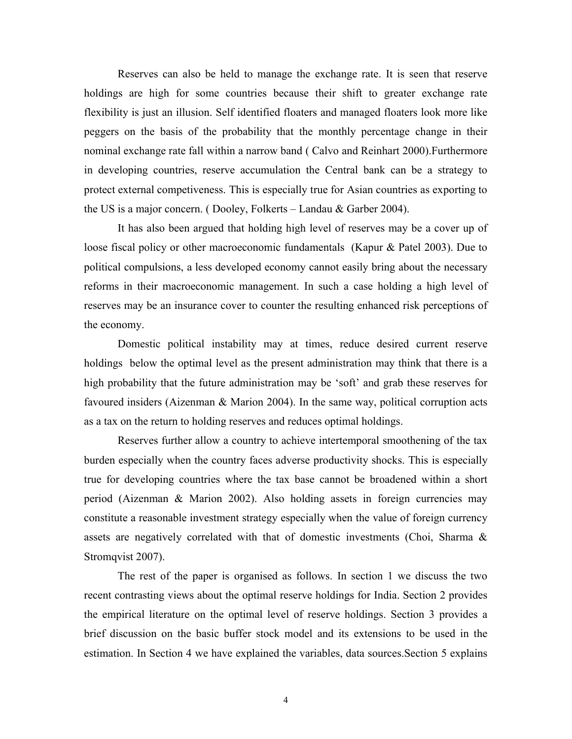Reserves can also be held to manage the exchange rate. It is seen that reserve holdings are high for some countries because their shift to greater exchange rate flexibility is just an illusion. Self identified floaters and managed floaters look more like peggers on the basis of the probability that the monthly percentage change in their nominal exchange rate fall within a narrow band ( Calvo and Reinhart 2000).Furthermore in developing countries, reserve accumulation the Central bank can be a strategy to protect external competiveness. This is especially true for Asian countries as exporting to the US is a major concern. ( Dooley, Folkerts – Landau & Garber 2004).

It has also been argued that holding high level of reserves may be a cover up of loose fiscal policy or other macroeconomic fundamentals (Kapur & Patel 2003). Due to political compulsions, a less developed economy cannot easily bring about the necessary reforms in their macroeconomic management. In such a case holding a high level of reserves may be an insurance cover to counter the resulting enhanced risk perceptions of the economy.

Domestic political instability may at times, reduce desired current reserve holdings below the optimal level as the present administration may think that there is a high probability that the future administration may be 'soft' and grab these reserves for favoured insiders (Aizenman & Marion 2004). In the same way, political corruption acts as a tax on the return to holding reserves and reduces optimal holdings.

Reserves further allow a country to achieve intertemporal smoothening of the tax burden especially when the country faces adverse productivity shocks. This is especially true for developing countries where the tax base cannot be broadened within a short period (Aizenman & Marion 2002). Also holding assets in foreign currencies may constitute a reasonable investment strategy especially when the value of foreign currency assets are negatively correlated with that of domestic investments (Choi, Sharma & Stromqvist 2007).

The rest of the paper is organised as follows. In section 1 we discuss the two recent contrasting views about the optimal reserve holdings for India. Section 2 provides the empirical literature on the optimal level of reserve holdings. Section 3 provides a brief discussion on the basic buffer stock model and its extensions to be used in the estimation. In Section 4 we have explained the variables, data sources.Section 5 explains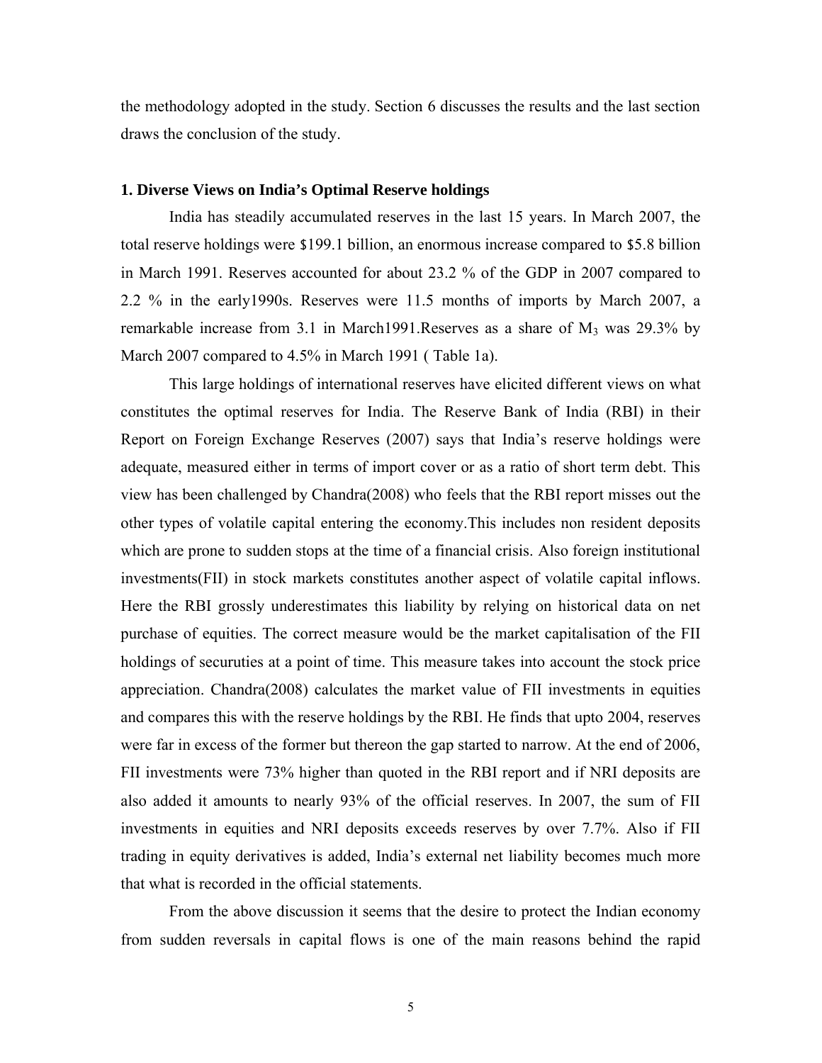the methodology adopted in the study. Section 6 discusses the results and the last section draws the conclusion of the study.

## 1. Diverse Views on India's Optimal Reserve holdings

India has steadily accumulated reserves in the last 15 years. In March 2007, the total reserve holdings were \$199.1 billion, an enormous increase compared to \$5.8 billion in March 1991. Reserves accounted for about 23.2 % of the GDP in 2007 compared to 2.2 % in the early1990s. Reserves were 11.5 months of imports by March 2007, a remarkable increase from 3.1 in March1991.Reserves as a share of $M_3$ was 29.3% by March 2007 compared to 4.5% in March 1991 ( Table 1a).

This large holdings of international reserves have elicited different views on what constitutes the optimal reserves for India. The Reserve Bank of India (RBI) in their Report on Foreign Exchange Reserves (2007) says that India's reserve holdings were adequate, measured either in terms of import cover or as a ratio of short term debt. This view has been challenged by Chandra(2008) who feels that the RBI report misses out the other types of volatile capital entering the economy.This includes non resident deposits which are prone to sudden stops at the time of a financial crisis. Also foreign institutional investments(FII) in stock markets constitutes another aspect of volatile capital inflows. Here the RBI grossly underestimates this liability by relying on historical data on net purchase of equities. The correct measure would be the market capitalisation of the FII holdings of securuties at a point of time. This measure takes into account the stock price appreciation. Chandra(2008) calculates the market value of FII investments in equities and compares this with the reserve holdings by the RBI. He finds that upto 2004, reserves were far in excess of the former but thereon the gap started to narrow. At the end of 2006, FII investments were 73% higher than quoted in the RBI report and if NRI deposits are also added it amounts to nearly 93% of the official reserves. In 2007, the sum of FII investments in equities and NRI deposits exceeds reserves by over 7.7%. Also if FII trading in equity derivatives is added, India's external net liability becomes much more that what is recorded in the official statements.

From the above discussion it seems that the desire to protect the Indian economy from sudden reversals in capital flows is one of the main reasons behind the rapid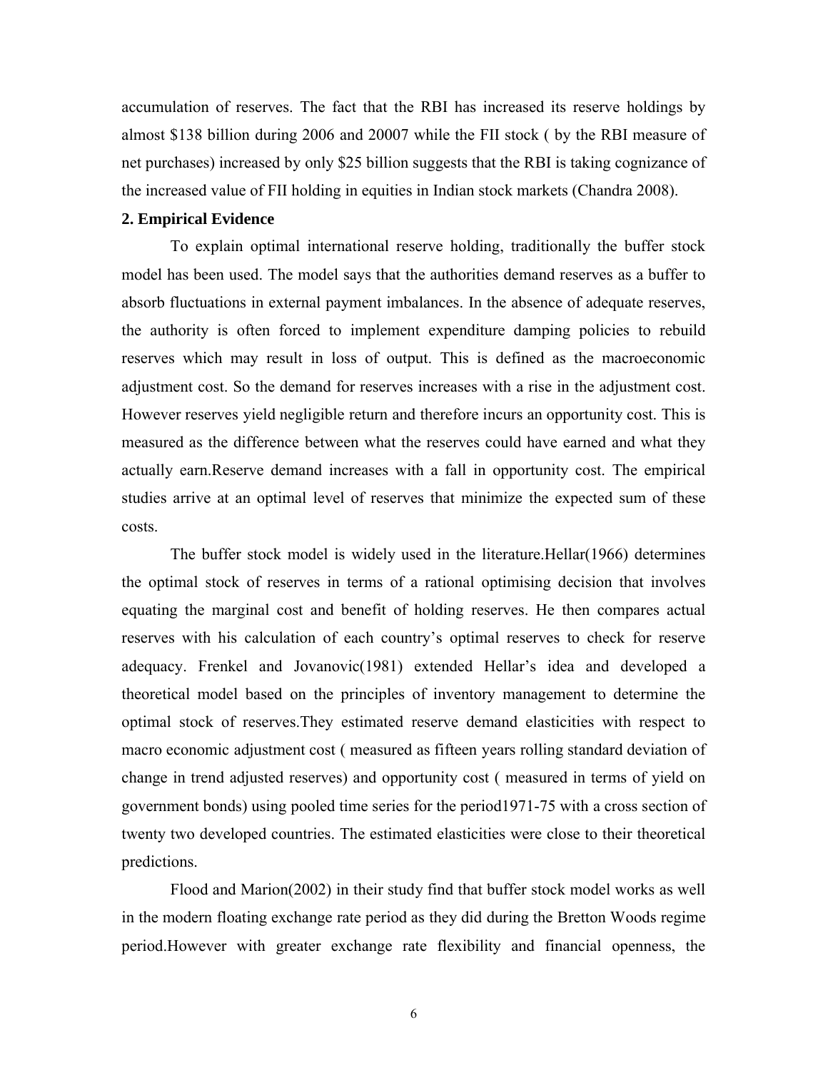accumulation of reserves. The fact that the RBI has increased its reserve holdings by almost $138 billion during 2006 and 20007 while the FII stock ( by the RBI measure of net purchases) increased by only $25 billion suggests that the RBI is taking cognizance of the increased value of FII holding in equities in Indian stock markets (Chandra 2008).

**2. Empirical Evidence**

To explain optimal international reserve holding, traditionally the buffer stock model has been used. The model says that the authorities demand reserves as a buffer to absorb fluctuations in external payment imbalances. In the absence of adequate reserves, the authority is often forced to implement expenditure damping policies to rebuild reserves which may result in loss of output. This is defined as the macroeconomic adjustment cost. So the demand for reserves increases with a rise in the adjustment cost. However reserves yield negligible return and therefore incurs an opportunity cost. This is measured as the difference between what the reserves could have earned and what they actually earn.Reserve demand increases with a fall in opportunity cost. The empirical studies arrive at an optimal level of reserves that minimize the expected sum of these costs.

The buffer stock model is widely used in the literature.Hellar(1966) determines the optimal stock of reserves in terms of a rational optimising decision that involves equating the marginal cost and benefit of holding reserves. He then compares actual reserves with his calculation of each country's optimal reserves to check for reserve adequacy. Frenkel and Jovanovic(1981) extended Hellar's idea and developed a theoretical model based on the principles of inventory management to determine the optimal stock of reserves.They estimated reserve demand elasticities with respect to macro economic adjustment cost ( measured as fifteen years rolling standard deviation of change in trend adjusted reserves) and opportunity cost ( measured in terms of yield on government bonds) using pooled time series for the period1971-75 with a cross section of twenty two developed countries. The estimated elasticities were close to their theoretical predictions.

Flood and Marion(2002) in their study find that buffer stock model works as well in the modern floating exchange rate period as they did during the Bretton Woods regime period.However with greater exchange rate flexibility and financial openness, the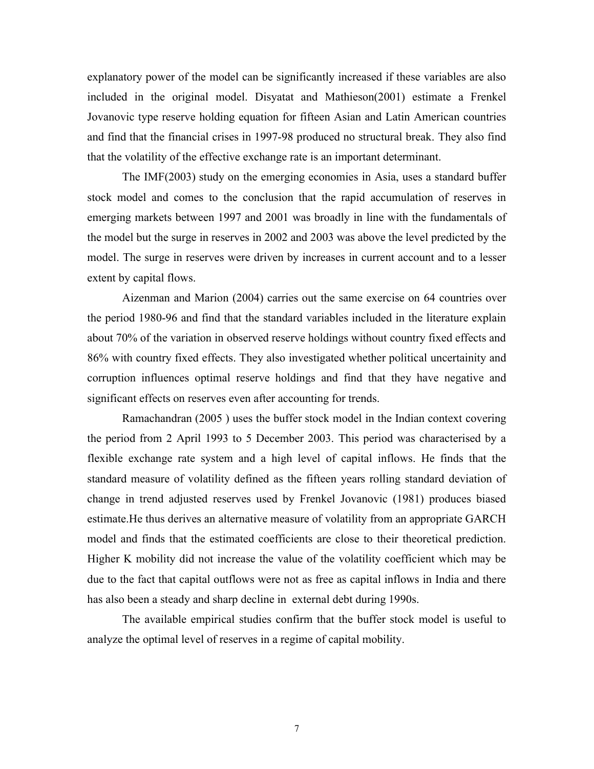explanatory power of the model can be significantly increased if these variables are also included in the original model. Disyatat and Mathieson(2001) estimate a Frenkel Jovanovic type reserve holding equation for fifteen Asian and Latin American countries and find that the financial crises in 1997-98 produced no structural break. They also find that the volatility of the effective exchange rate is an important determinant.

The IMF(2003) study on the emerging economies in Asia, uses a standard buffer stock model and comes to the conclusion that the rapid accumulation of reserves in emerging markets between 1997 and 2001 was broadly in line with the fundamentals of the model but the surge in reserves in 2002 and 2003 was above the level predicted by the model. The surge in reserves were driven by increases in current account and to a lesser extent by capital flows.

Aizenman and Marion (2004) carries out the same exercise on 64 countries over the period 1980-96 and find that the standard variables included in the literature explain about 70% of the variation in observed reserve holdings without country fixed effects and 86% with country fixed effects. They also investigated whether political uncertainity and corruption influences optimal reserve holdings and find that they have negative and significant effects on reserves even after accounting for trends.

Ramachandran (2005 ) uses the buffer stock model in the Indian context covering the period from 2 April 1993 to 5 December 2003. This period was characterised by a flexible exchange rate system and a high level of capital inflows. He finds that the standard measure of volatility defined as the fifteen years rolling standard deviation of change in trend adjusted reserves used by Frenkel Jovanovic (1981) produces biased estimate.He thus derives an alternative measure of volatility from an appropriate GARCH model and finds that the estimated coefficients are close to their theoretical prediction. Higher K mobility did not increase the value of the volatility coefficient which may be due to the fact that capital outflows were not as free as capital inflows in India and there has also been a steady and sharp decline in external debt during 1990s.

The available empirical studies confirm that the buffer stock model is useful to analyze the optimal level of reserves in a regime of capital mobility.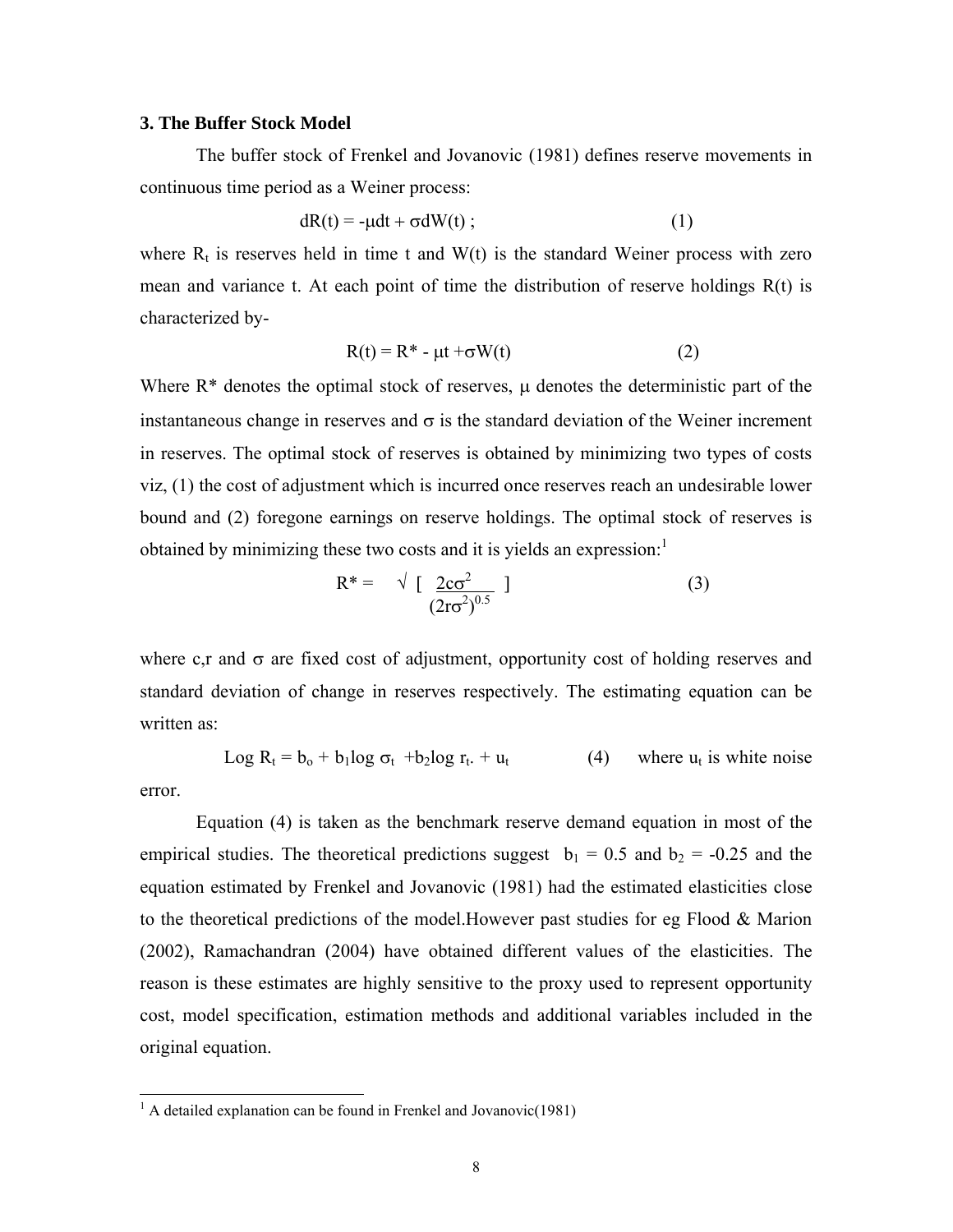### 3. The Buffer Stock Model

The buffer stock of Frenkel and Jovanovic (1981) defines reserve movements in continuous time period as a Weiner process:

$$dR(t) = -\mu dt + \sigma dW(t) \; ; \tag{1}$$

where $R_t$ is reserves held in time t and W(t) is the standard Weiner process with zero mean and variance t. At each point of time the distribution of reserve holdings R(t) is characterized by-

$$R(t) = R^* - \mu t + \sigma W(t) \tag{2}$$

Where R* denotes the optimal stock of reserves, $\mu$ denotes the deterministic part of the instantaneous change in reserves and $\sigma$ is the standard deviation of the Weiner increment in reserves. The optimal stock of reserves is obtained by minimizing two types of costs viz, (1) the cost of adjustment which is incurred once reserves reach an undesirable lower bound and (2) foregone earnings on reserve holdings. The optimal stock of reserves is obtained by minimizing these two costs and it is yields an expression:[1]

$$R^* = \sqrt{\left[ \frac{2c\sigma^2}{(2r\sigma^2)^{0.5}} \right]} \tag{3}$$

where c,r and $\sigma$ are fixed cost of adjustment, opportunity cost of holding reserves and standard deviation of change in reserves respectively. The estimating equation can be written as:

$$\text{Log } R_t = b_o + b_1 \log \sigma_t + b_2 \log r_t. + u_t \tag{4}$$

where $u_t$ is white noise error.

Equation (4) is taken as the benchmark reserve demand equation in most of the empirical studies. The theoretical predictions suggest $b_1 = 0.5$ and $b_2 = -0.25$ and the equation estimated by Frenkel and Jovanovic (1981) had the estimated elasticities close to the theoretical predictions of the model.However past studies for eg Flood & Marion (2002), Ramachandran (2004) have obtained different values of the elasticities. The reason is these estimates are highly sensitive to the proxy used to represent opportunity cost, model specification, estimation methods and additional variables included in the original equation.

[1] A detailed explanation can be found in Frenkel and Jovanovic(1981)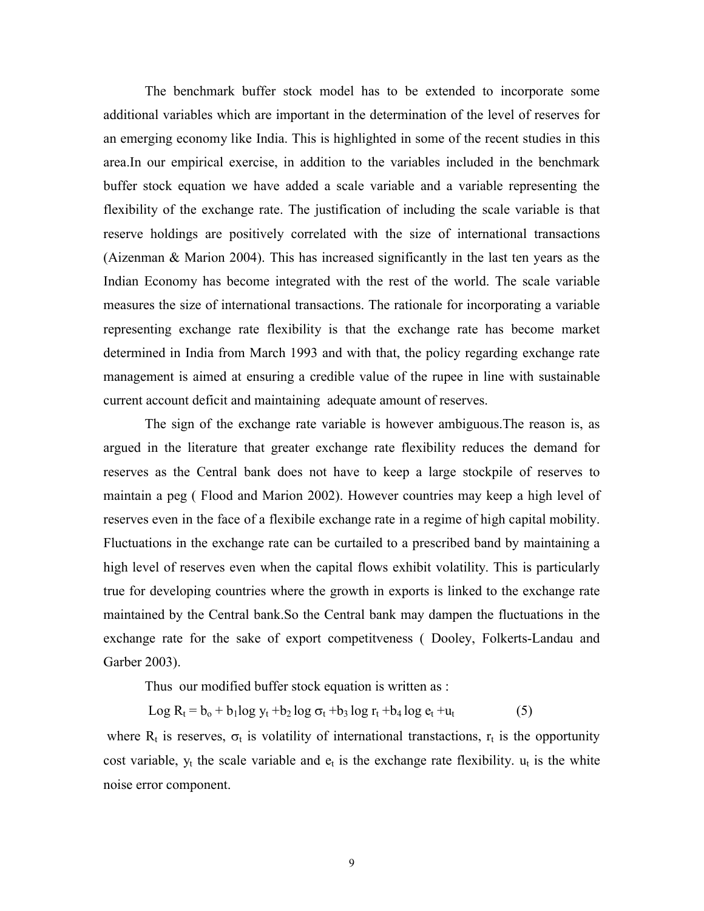The benchmark buffer stock model has to be extended to incorporate some additional variables which are important in the determination of the level of reserves for an emerging economy like India. This is highlighted in some of the recent studies in this area.In our empirical exercise, in addition to the variables included in the benchmark buffer stock equation we have added a scale variable and a variable representing the flexibility of the exchange rate. The justification of including the scale variable is that reserve holdings are positively correlated with the size of international transactions (Aizenman & Marion 2004). This has increased significantly in the last ten years as the Indian Economy has become integrated with the rest of the world. The scale variable measures the size of international transactions. The rationale for incorporating a variable representing exchange rate flexibility is that the exchange rate has become market determined in India from March 1993 and with that, the policy regarding exchange rate management is aimed at ensuring a credible value of the rupee in line with sustainable current account deficit and maintaining adequate amount of reserves.

The sign of the exchange rate variable is however ambiguous.The reason is, as argued in the literature that greater exchange rate flexibility reduces the demand for reserves as the Central bank does not have to keep a large stockpile of reserves to maintain a peg ( Flood and Marion 2002). However countries may keep a high level of reserves even in the face of a flexibile exchange rate in a regime of high capital mobility. Fluctuations in the exchange rate can be curtailed to a prescribed band by maintaining a high level of reserves even when the capital flows exhibit volatility. This is particularly true for developing countries where the growth in exports is linked to the exchange rate maintained by the Central bank.So the Central bank may dampen the fluctuations in the exchange rate for the sake of export competitveness ( Dooley, Folkerts-Landau and Garber 2003).

Thus our modified buffer stock equation is written as :

$$\text{Log } R_t = b_o + b_1 \log y_t + b_2 \log \sigma_t + b_3 \log r_t + b_4 \log e_t + u_t \qquad (5)$$

where $R_t$ is reserves, $\sigma_t$ is volatility of international transtactions, $r_t$ is the opportunity cost variable, $y_t$ the scale variable and $e_t$ is the exchange rate flexibility. $u_t$ is the white noise error component.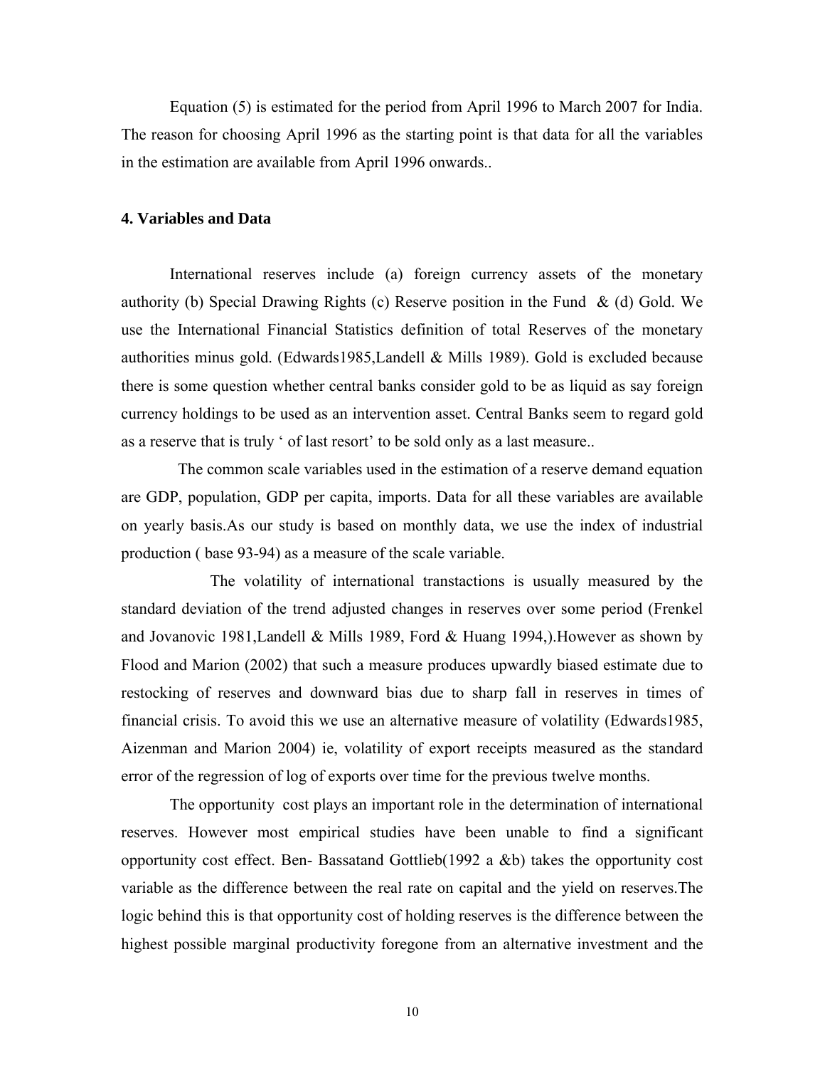Equation (5) is estimated for the period from April 1996 to March 2007 for India. The reason for choosing April 1996 as the starting point is that data for all the variables in the estimation are available from April 1996 onwards..

## 4. Variables and Data

International reserves include (a) foreign currency assets of the monetary authority (b) Special Drawing Rights (c) Reserve position in the Fund & (d) Gold. We use the International Financial Statistics definition of total Reserves of the monetary authorities minus gold. (Edwards1985,Landell & Mills 1989). Gold is excluded because there is some question whether central banks consider gold to be as liquid as say foreign currency holdings to be used as an intervention asset. Central Banks seem to regard gold as a reserve that is truly ' of last resort' to be sold only as a last measure..

The common scale variables used in the estimation of a reserve demand equation are GDP, population, GDP per capita, imports. Data for all these variables are available on yearly basis.As our study is based on monthly data, we use the index of industrial production ( base 93-94) as a measure of the scale variable.

The volatility of international transtactions is usually measured by the standard deviation of the trend adjusted changes in reserves over some period (Frenkel and Jovanovic 1981,Landell & Mills 1989, Ford & Huang 1994,).However as shown by Flood and Marion (2002) that such a measure produces upwardly biased estimate due to restocking of reserves and downward bias due to sharp fall in reserves in times of financial crisis. To avoid this we use an alternative measure of volatility (Edwards1985, Aizenman and Marion 2004) ie, volatility of export receipts measured as the standard error of the regression of log of exports over time for the previous twelve months.

The opportunity cost plays an important role in the determination of international reserves. However most empirical studies have been unable to find a significant opportunity cost effect. Ben- Bassatand Gottlieb(1992 a &b) takes the opportunity cost variable as the difference between the real rate on capital and the yield on reserves.The logic behind this is that opportunity cost of holding reserves is the difference between the highest possible marginal productivity foregone from an alternative investment and the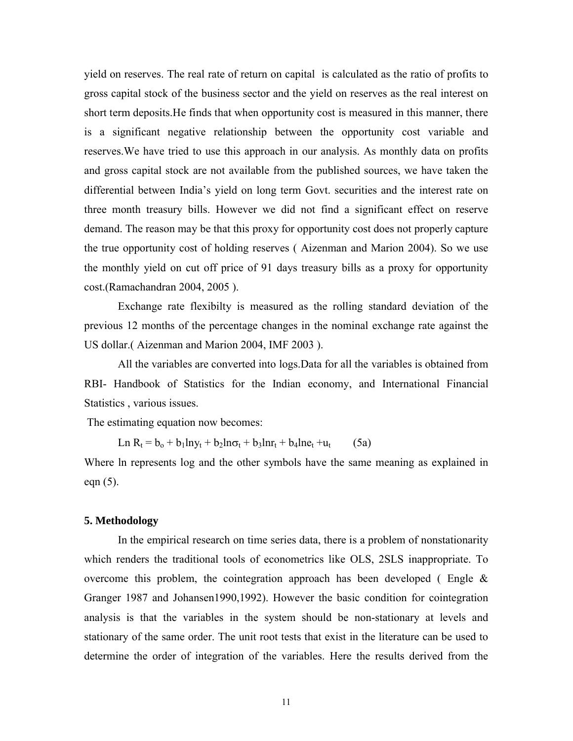yield on reserves. The real rate of return on capital is calculated as the ratio of profits to gross capital stock of the business sector and the yield on reserves as the real interest on short term deposits.He finds that when opportunity cost is measured in this manner, there is a significant negative relationship between the opportunity cost variable and reserves.We have tried to use this approach in our analysis. As monthly data on profits and gross capital stock are not available from the published sources, we have taken the differential between India's yield on long term Govt. securities and the interest rate on three month treasury bills. However we did not find a significant effect on reserve demand. The reason may be that this proxy for opportunity cost does not properly capture the true opportunity cost of holding reserves ( Aizenman and Marion 2004). So we use the monthly yield on cut off price of 91 days treasury bills as a proxy for opportunity cost.(Ramachandran 2004, 2005 ).

Exchange rate flexibilty is measured as the rolling standard deviation of the previous 12 months of the percentage changes in the nominal exchange rate against the US dollar.( Aizenman and Marion 2004, IMF 2003 ).

All the variables are converted into logs.Data for all the variables is obtained from RBI- Handbook of Statistics for the Indian economy, and International Financial Statistics , various issues.

The estimating equation now becomes:

$$\text{Ln } R_t = b_o + b_1 \ln y_t + b_2 \ln \sigma_t + b_3 \ln r_t + b_4 \ln e_t + u_t \qquad (5a)$$

Where ln represents log and the other symbols have the same meaning as explained in eqn (5).

**5. Methodology**

In the empirical research on time series data, there is a problem of nonstationarity which renders the traditional tools of econometrics like OLS, 2SLS inappropriate. To overcome this problem, the cointegration approach has been developed ( Engle & Granger 1987 and Johansen1990,1992). However the basic condition for cointegration analysis is that the variables in the system should be non-stationary at levels and stationary of the same order. The unit root tests that exist in the literature can be used to determine the order of integration of the variables. Here the results derived from the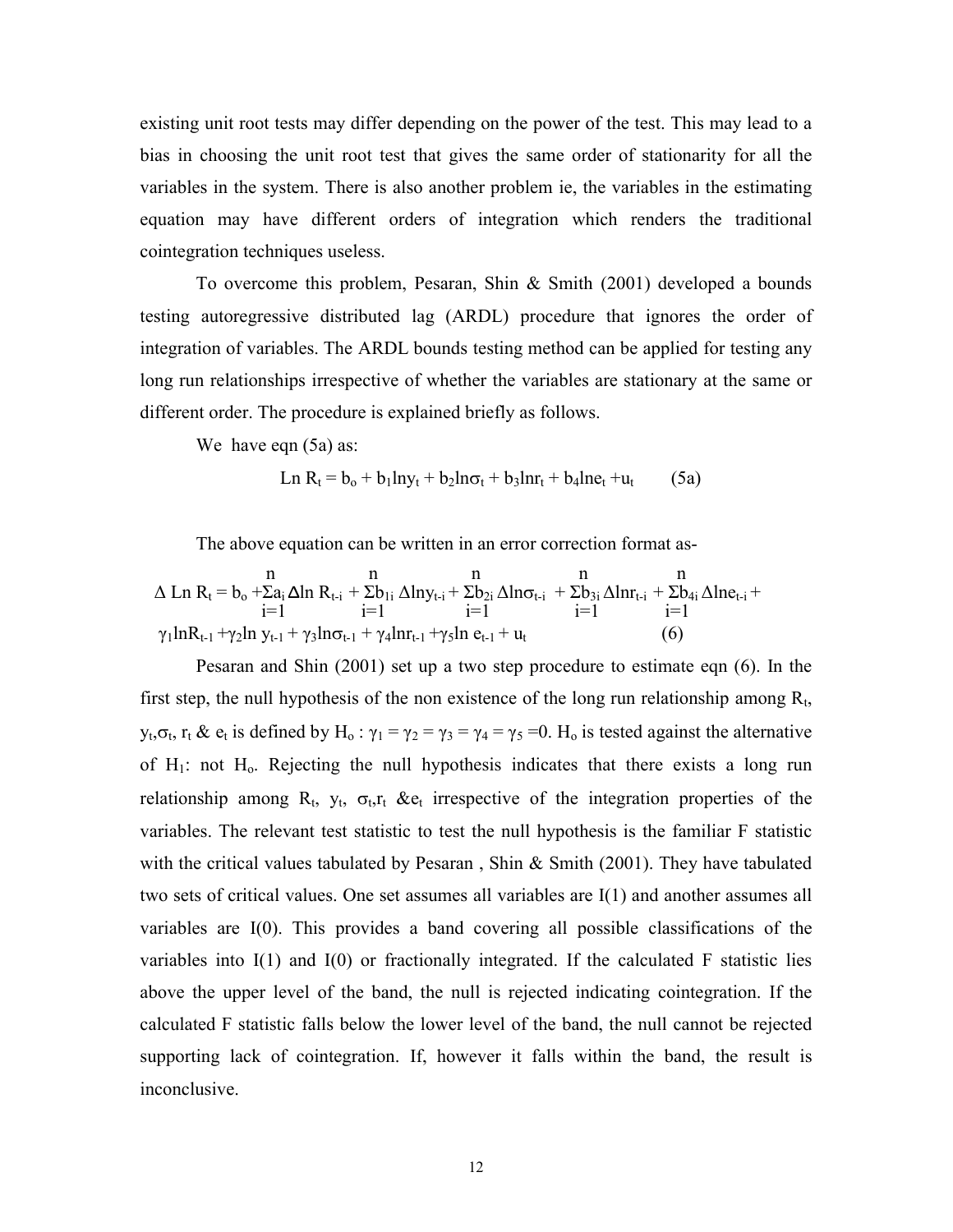existing unit root tests may differ depending on the power of the test. This may lead to a bias in choosing the unit root test that gives the same order of stationarity for all the variables in the system. There is also another problem ie, the variables in the estimating equation may have different orders of integration which renders the traditional cointegration techniques useless.

To overcome this problem, Pesaran, Shin & Smith (2001) developed a bounds testing autoregressive distributed lag (ARDL) procedure that ignores the order of integration of variables. The ARDL bounds testing method can be applied for testing any long run relationships irrespective of whether the variables are stationary at the same or different order. The procedure is explained briefly as follows.

We have eqn (5a) as:

$$\text{Ln } R_t = b_o + b_1 \ln y_t + b_2 \ln\sigma_t + b_3 \ln r_t + b_4 \ln e_t + u_t \qquad (5a)$$

The above equation can be written in an error correction format as-

$$\Delta \text{ Ln } R_t = b_o + \sum_{i=1}^{n} a_i \Delta \ln R_{t-i} + \sum_{i=1}^{n} b_{1i} \Delta \ln y_{t-i} + \sum_{i=1}^{n} b_{2i} \Delta \ln\sigma_{t-i} + \sum_{i=1}^{n} b_{3i} \Delta \ln r_{t-i} + \sum_{i=1}^{n} b_{4i} \Delta \ln e_{t-i} + \gamma_1 \ln R_{t-1} + \gamma_2 \ln y_{t-1} + \gamma_3 \ln\sigma_{t-1} + \gamma_4 \ln r_{t-1} + \gamma_5 \ln e_{t-1} + u_t \qquad (6)$$

Pesaran and Shin (2001) set up a two step procedure to estimate eqn (6). In the first step, the null hypothesis of the non existence of the long run relationship among $R_t$, $y_t$, $\sigma_t$, $r_t$ & $e_t$ is defined by $H_o : \gamma_1 = \gamma_2 = \gamma_3 = \gamma_4 = \gamma_5 = 0$. $H_o$ is tested against the alternative of $H_1$: not $H_o$. Rejecting the null hypothesis indicates that there exists a long run relationship among $R_t$, $y_t$, $\sigma_t$, $r_t$ & $e_t$ irrespective of the integration properties of the variables. The relevant test statistic to test the null hypothesis is the familiar F statistic with the critical values tabulated by Pesaran , Shin & Smith (2001). They have tabulated two sets of critical values. One set assumes all variables are I(1) and another assumes all variables are I(0). This provides a band covering all possible classifications of the variables into I(1) and I(0) or fractionally integrated. If the calculated F statistic lies above the upper level of the band, the null is rejected indicating cointegration. If the calculated F statistic falls below the lower level of the band, the null cannot be rejected supporting lack of cointegration. If, however it falls within the band, the result is inconclusive.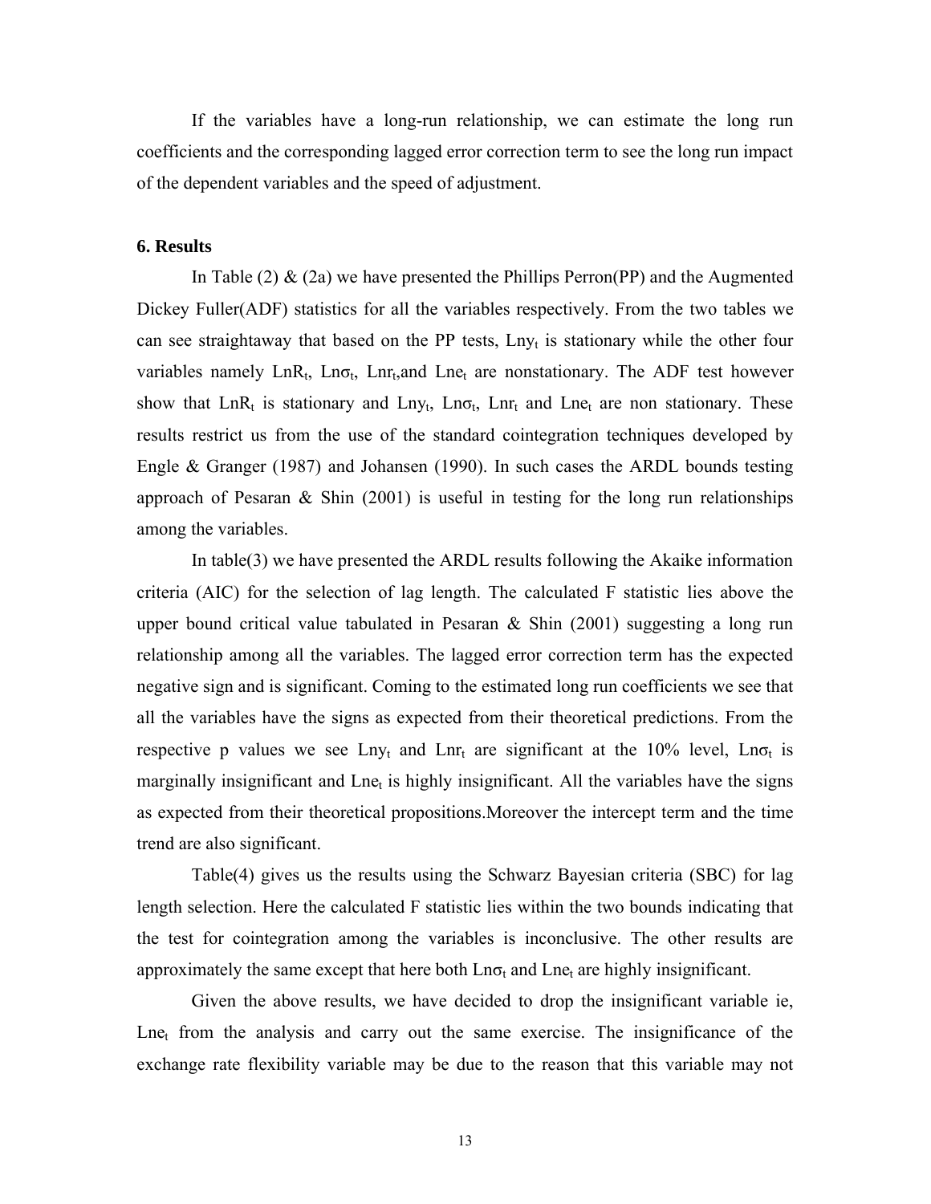If the variables have a long-run relationship, we can estimate the long run coefficients and the corresponding lagged error correction term to see the long run impact of the dependent variables and the speed of adjustment.

### 6. Results

In Table (2) & (2a) we have presented the Phillips Perron(PP) and the Augmented Dickey Fuller(ADF) statistics for all the variables respectively. From the two tables we can see straightaway that based on the PP tests, $Lny_t$ is stationary while the other four variables namely $LnR_t$, $Ln\sigma_t$, $Lnr_t$,and $Lne_t$ are nonstationary. The ADF test however show that $LnR_t$ is stationary and $Lny_t$, $Ln\sigma_t$, $Lnr_t$ and $Lne_t$ are non stationary. These results restrict us from the use of the standard cointegration techniques developed by Engle & Granger (1987) and Johansen (1990). In such cases the ARDL bounds testing approach of Pesaran & Shin (2001) is useful in testing for the long run relationships among the variables.

In table(3) we have presented the ARDL results following the Akaike information criteria (AIC) for the selection of lag length. The calculated F statistic lies above the upper bound critical value tabulated in Pesaran & Shin (2001) suggesting a long run relationship among all the variables. The lagged error correction term has the expected negative sign and is significant. Coming to the estimated long run coefficients we see that all the variables have the signs as expected from their theoretical predictions. From the respective p values we see $Lny_t$ and $Lnr_t$ are significant at the 10% level, $Ln\sigma_t$ is marginally insignificant and $Lne_t$ is highly insignificant. All the variables have the signs as expected from their theoretical propositions.Moreover the intercept term and the time trend are also significant.

Table(4) gives us the results using the Schwarz Bayesian criteria (SBC) for lag length selection. Here the calculated F statistic lies within the two bounds indicating that the test for cointegration among the variables is inconclusive. The other results are approximately the same except that here both $Ln\sigma_t$ and $Lne_t$ are highly insignificant.

Given the above results, we have decided to drop the insignificant variable ie, $Lne_t$ from the analysis and carry out the same exercise. The insignificance of the exchange rate flexibility variable may be due to the reason that this variable may not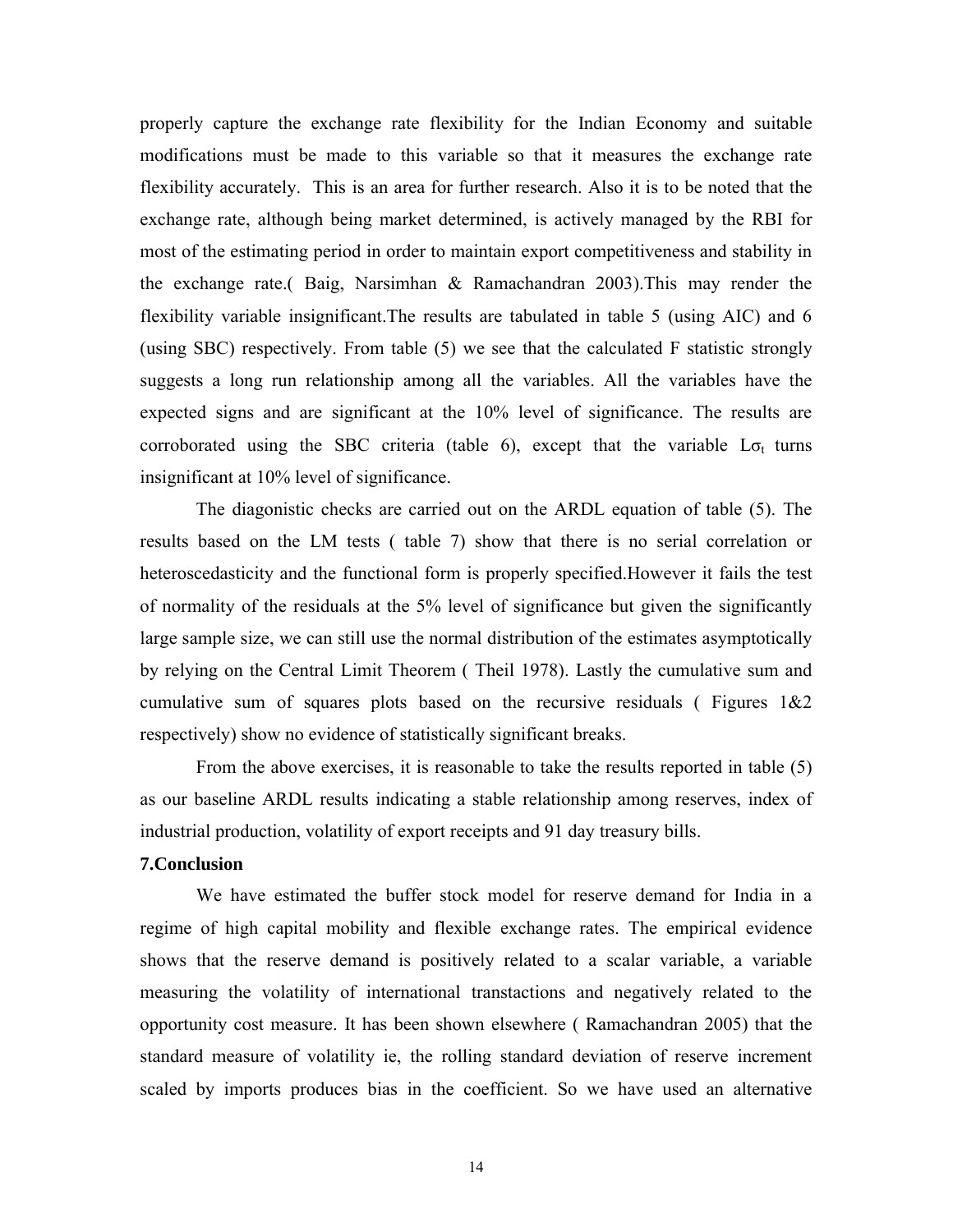properly capture the exchange rate flexibility for the Indian Economy and suitable modifications must be made to this variable so that it measures the exchange rate flexibility accurately. This is an area for further research. Also it is to be noted that the exchange rate, although being market determined, is actively managed by the RBI for most of the estimating period in order to maintain export competitiveness and stability in the exchange rate.( Baig, Narsimhan & Ramachandran 2003).This may render the flexibility variable insignificant.The results are tabulated in table 5 (using AIC) and 6 (using SBC) respectively. From table (5) we see that the calculated F statistic strongly suggests a long run relationship among all the variables. All the variables have the expected signs and are significant at the 10% level of significance. The results are corroborated using the SBC criteria (table 6), except that the variable $L\sigma_t$ turns insignificant at 10% level of significance.

The diagonistic checks are carried out on the ARDL equation of table (5). The results based on the LM tests ( table 7) show that there is no serial correlation or heteroscedasticity and the functional form is properly specified.However it fails the test of normality of the residuals at the 5% level of significance but given the significantly large sample size, we can still use the normal distribution of the estimates asymptotically by relying on the Central Limit Theorem ( Theil 1978). Lastly the cumulative sum and cumulative sum of squares plots based on the recursive residuals ( Figures 1&2 respectively) show no evidence of statistically significant breaks.

From the above exercises, it is reasonable to take the results reported in table (5) as our baseline ARDL results indicating a stable relationship among reserves, index of industrial production, volatility of export receipts and 91 day treasury bills.

## 7.Conclusion

We have estimated the buffer stock model for reserve demand for India in a regime of high capital mobility and flexible exchange rates. The empirical evidence shows that the reserve demand is positively related to a scalar variable, a variable measuring the volatility of international transtactions and negatively related to the opportunity cost measure. It has been shown elsewhere ( Ramachandran 2005) that the standard measure of volatility ie, the rolling standard deviation of reserve increment scaled by imports produces bias in the coefficient. So we have used an alternative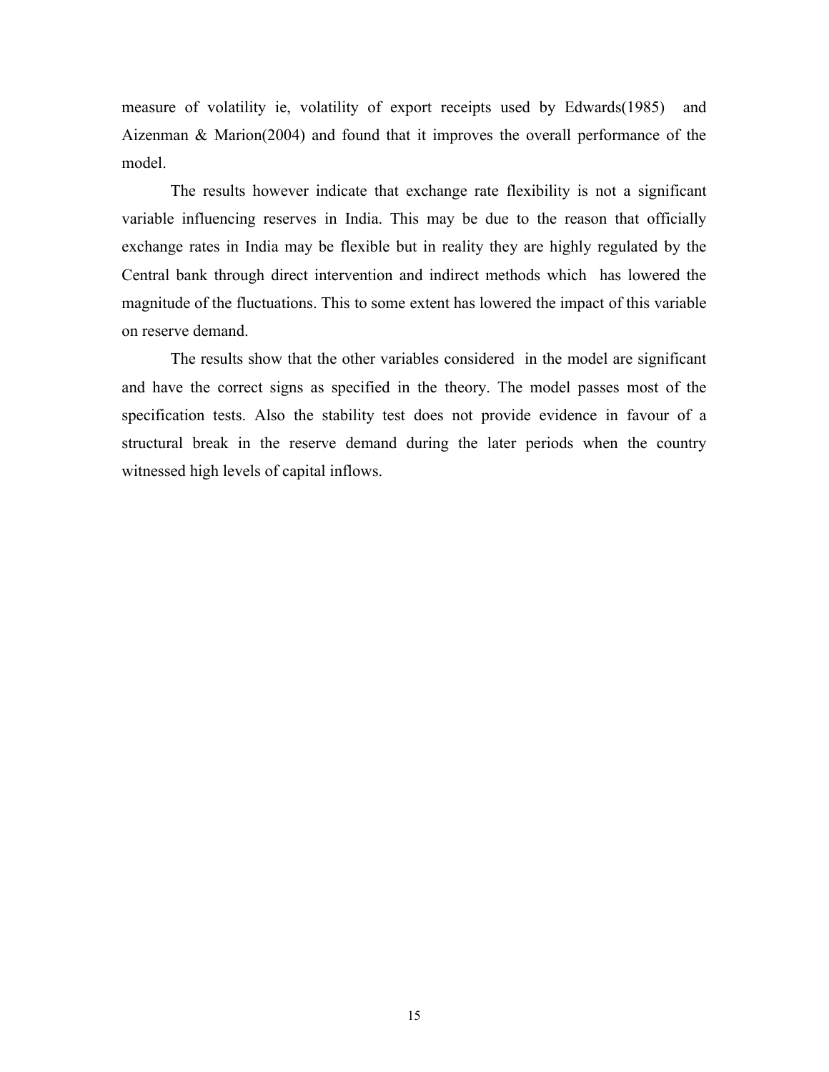measure of volatility ie, volatility of export receipts used by Edwards(1985) and Aizenman & Marion(2004) and found that it improves the overall performance of the model.

The results however indicate that exchange rate flexibility is not a significant variable influencing reserves in India. This may be due to the reason that officially exchange rates in India may be flexible but in reality they are highly regulated by the Central bank through direct intervention and indirect methods which has lowered the magnitude of the fluctuations. This to some extent has lowered the impact of this variable on reserve demand.

The results show that the other variables considered in the model are significant and have the correct signs as specified in the theory. The model passes most of the specification tests. Also the stability test does not provide evidence in favour of a structural break in the reserve demand during the later periods when the country witnessed high levels of capital inflows.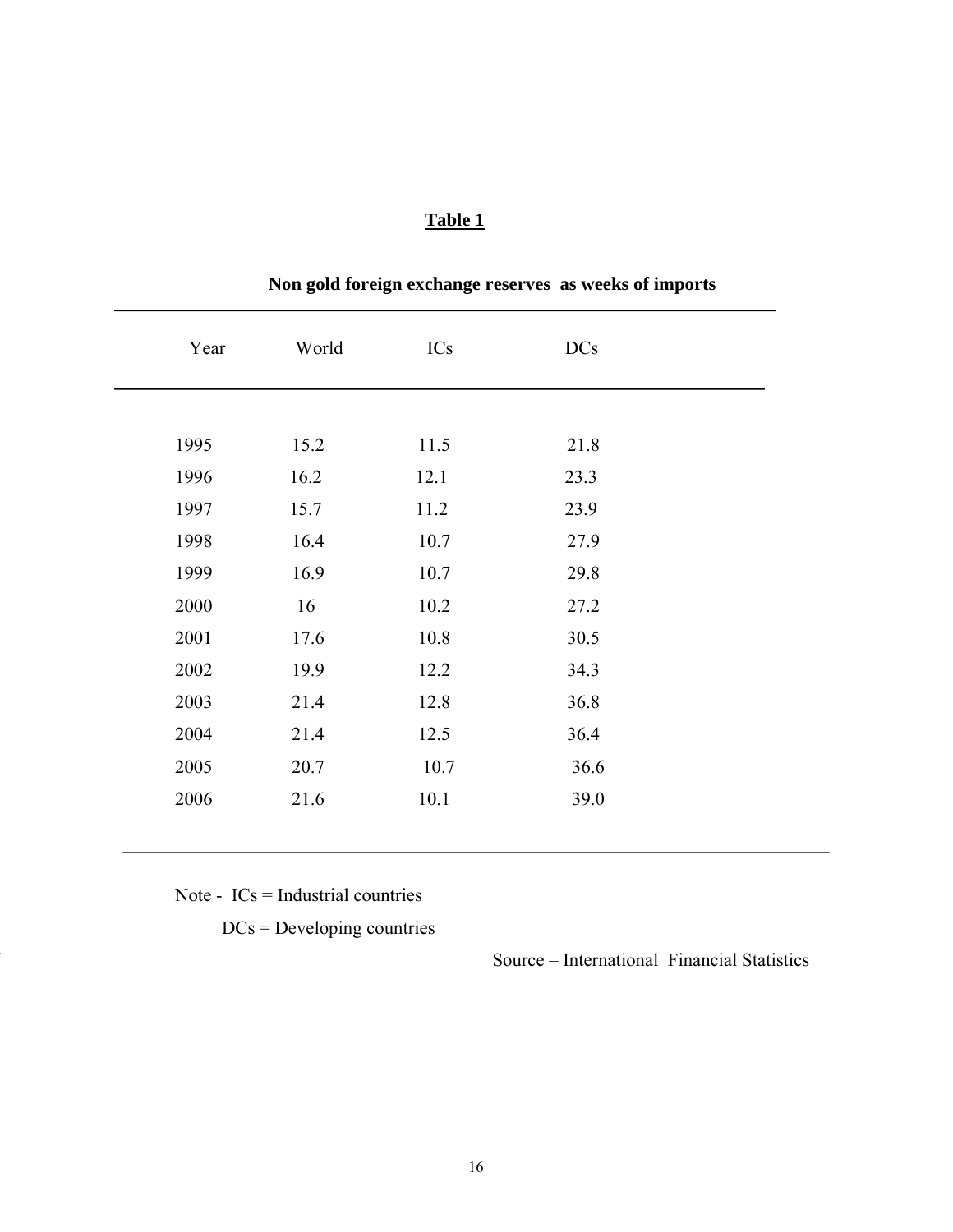**Table 1**

**Non gold foreign exchange reserves as weeks of imports**

| Year | World | ICs | DCs |
|---|---|---|---|
| 1995 | 15.2 | 11.5 | 21.8 |
| 1996 | 16.2 | 12.1 | 23.3 |
| 1997 | 15.7 | 11.2 | 23.9 |
| 1998 | 16.4 | 10.7 | 27.9 |
| 1999 | 16.9 | 10.7 | 29.8 |
| 2000 | 16 | 10.2 | 27.2 |
| 2001 | 17.6 | 10.8 | 30.5 |
| 2002 | 19.9 | 12.2 | 34.3 |
| 2003 | 21.4 | 12.8 | 36.8 |
| 2004 | 21.4 | 12.5 | 36.4 |
| 2005 | 20.7 | 10.7 | 36.6 |
| 2006 | 21.6 | 10.1 | 39.0 |

Note - ICs = Industrial countries

DCs = Developing countries

Source – International Financial Statistics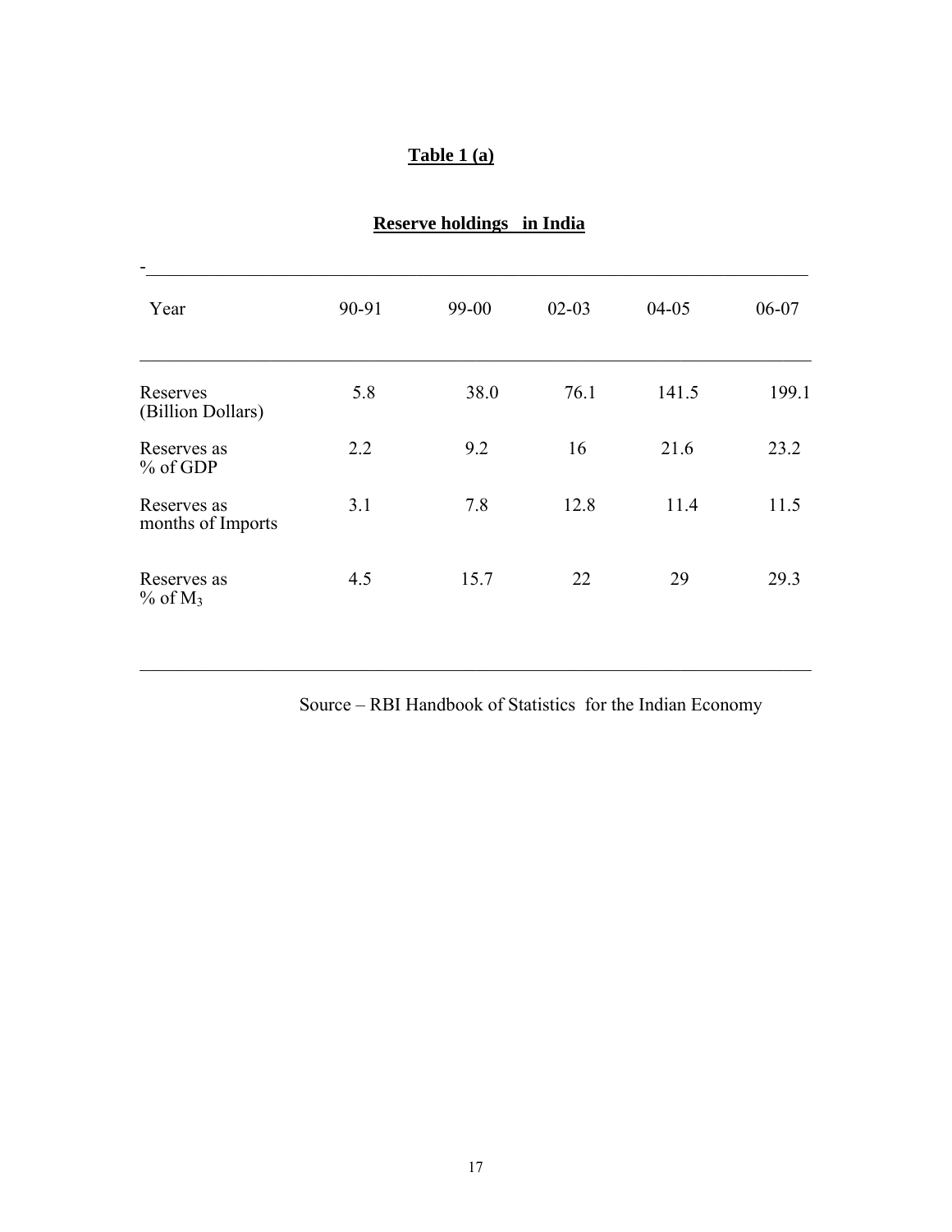**Table 1 (a)**

**Reserve holdings in India**

| Year | 90-91 | 99-00 | 02-03 | 04-05 | 06-07 |
|---|---|---|---|---|---|
| Reserves (Billion Dollars) | 5.8 | 38.0 | 76.1 | 141.5 | 199.1 |
| Reserves as % of GDP | 2.2 | 9.2 | 16 | 21.6 | 23.2 |
| Reserves as months of Imports | 3.1 | 7.8 | 12.8 | 11.4 | 11.5 |
| Reserves as % of $M_3$ | 4.5 | 15.7 | 22 | 29 | 29.3 |

Source – RBI Handbook of Statistics for the Indian Economy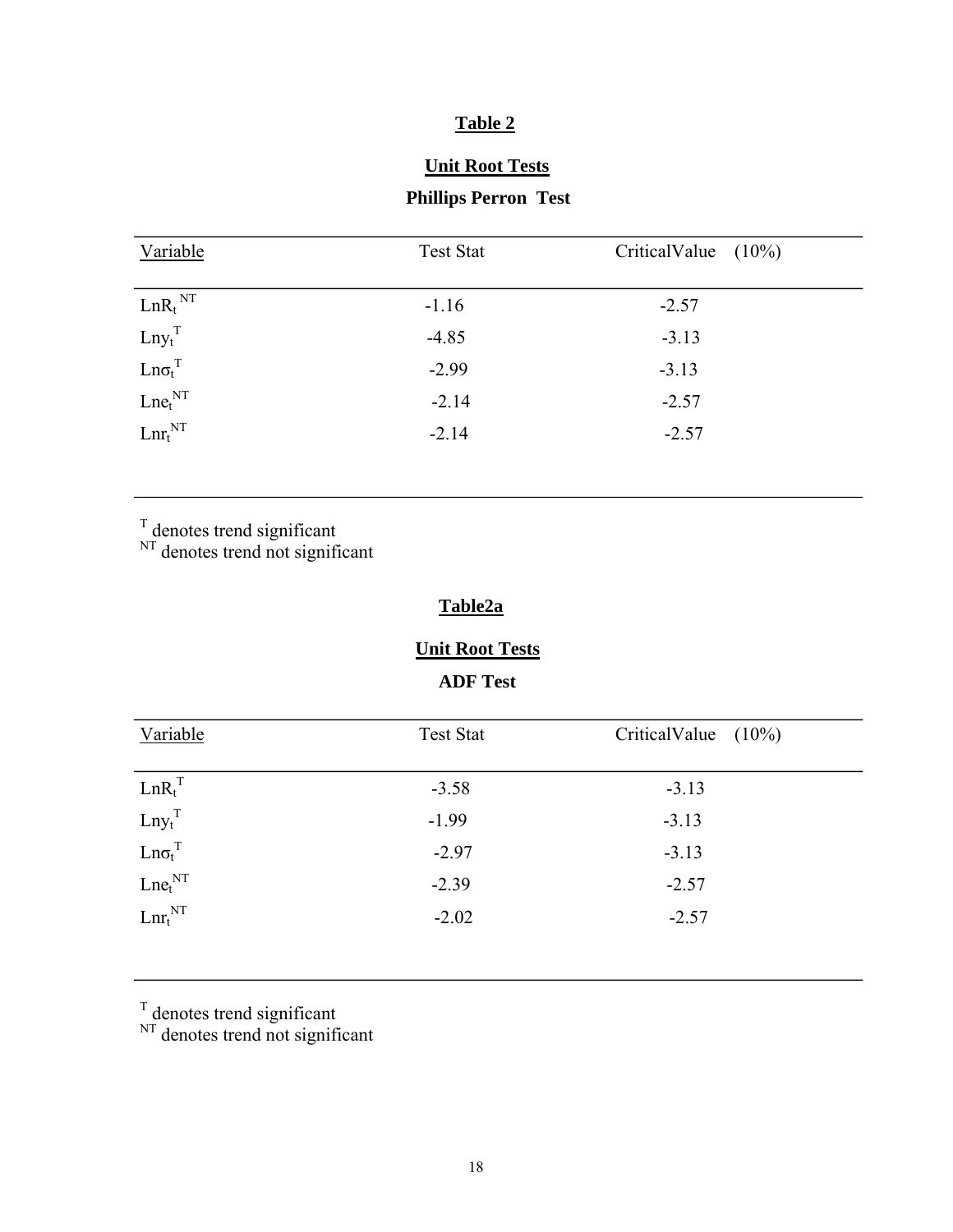## Table 2

### Unit Root Tests

**Phillips Perron Test**

| Variable | Test Stat | CriticalValue (10%) |
|---|---|---|
| $LnR_t^{NT}$ | -1.16 | -2.57 |
| $Lny_t^{T}$ | -4.85 | -3.13 |
| $Ln\sigma_t^{T}$ | -2.99 | -3.13 |
| $Lne_t^{NT}$ | -2.14 | -2.57 |
| $Lnr_t^{NT}$ | -2.14 | -2.57 |

$^{T}$ denotes trend significant
$^{NT}$ denotes trend not significant

## Table2a

### Unit Root Tests

**ADF Test**

| Variable | Test Stat | CriticalValue (10%) |
|---|---|---|
| $LnR_t^{T}$ | -3.58 | -3.13 |
| $Lny_t^{T}$ | -1.99 | -3.13 |
| $Ln\sigma_t^{T}$ | -2.97 | -3.13 |
| $Lne_t^{NT}$ | -2.39 | -2.57 |
| $Lnr_t^{NT}$ | -2.02 | -2.57 |

$^{T}$ denotes trend significant
$^{NT}$ denotes trend not significant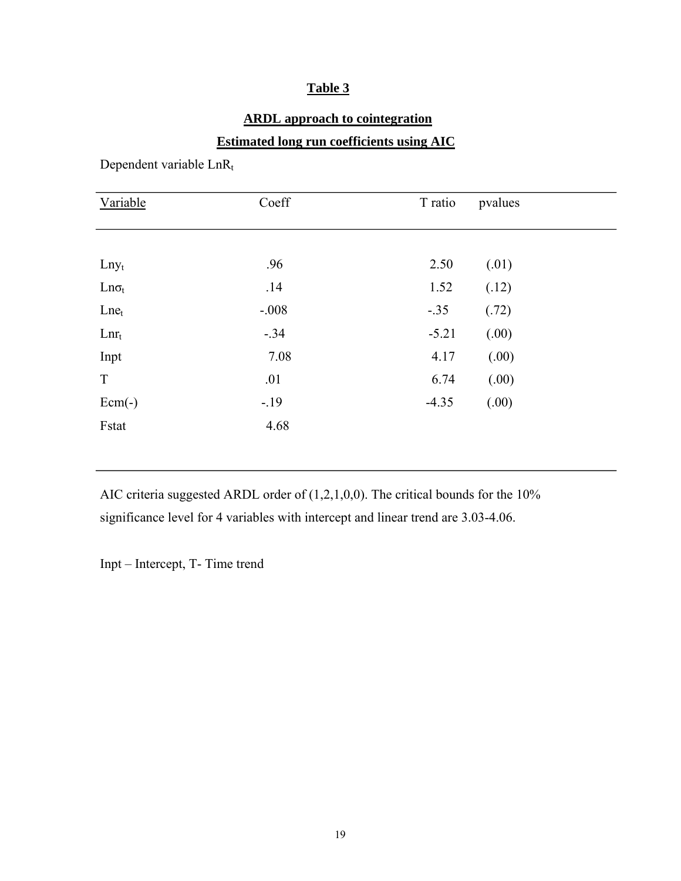## Table 3

### ARDL approach to cointegration

### Estimated long run coefficients using AIC

Dependent variable $LnR_t$

| Variable | Coeff | T ratio | pvalues |
|---|---|---|---|
| $Lny_t$ | .96 | 2.50 | (.01) |
| $Ln\sigma_t$ | .14 | 1.52 | (.12) |
| $Lne_t$ | -.008 | -.35 | (.72) |
| $Lnr_t$ | -.34 | -5.21 | (.00) |
| Inpt | 7.08 | 4.17 | (.00) |
| T | .01 | 6.74 | (.00) |
| Ecm(-) | -.19 | -4.35 | (.00) |
| Fstat | 4.68 | | |

AIC criteria suggested ARDL order of (1,2,1,0,0). The critical bounds for the 10% significance level for 4 variables with intercept and linear trend are 3.03-4.06.

Inpt – Intercept, T- Time trend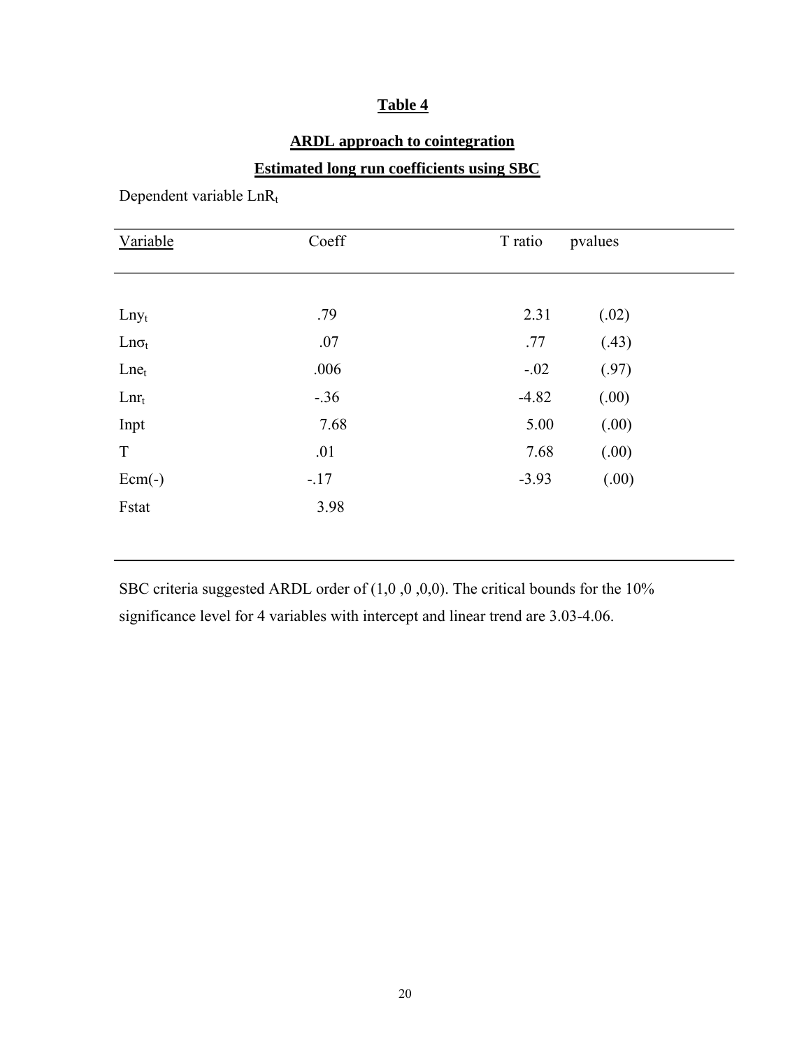**Table 4**

**ARDL approach to cointegration**

**Estimated long run coefficients using SBC**

Dependent variable $LnR_t$

| Variable | Coeff | T ratio | pvalues |
|---|---|---|---|
| $Lny_t$ | .79 | 2.31 | (.02) |
| $Ln\sigma_t$ | .07 | .77 | (.43) |
| $Lne_t$ | .006 | -.02 | (.97) |
| $Lnr_t$ | -.36 | -4.82 | (.00) |
| Inpt | 7.68 | 5.00 | (.00) |
| T | .01 | 7.68 | (.00) |
| Ecm(-) | -.17 | -3.93 | (.00) |
| Fstat | 3.98 | | |

SBC criteria suggested ARDL order of (1,0 ,0 ,0,0). The critical bounds for the 10% significance level for 4 variables with intercept and linear trend are 3.03-4.06.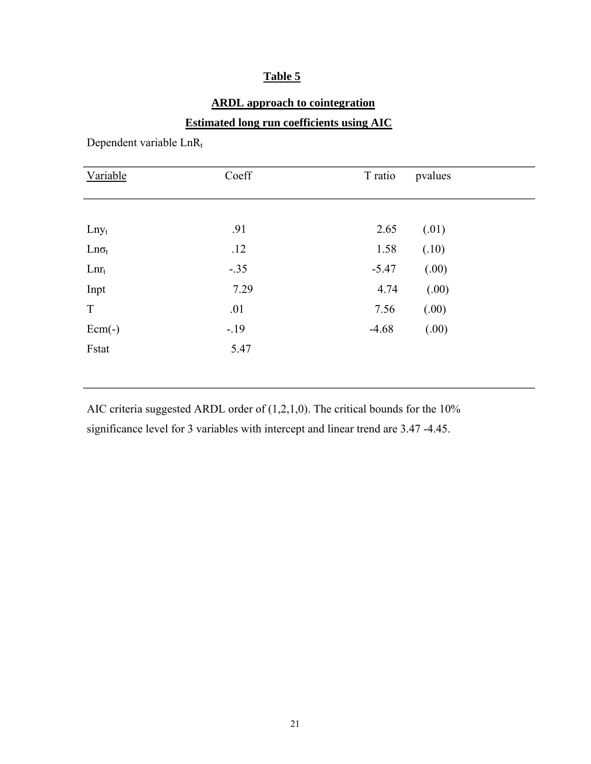# Table 5

## ARDL approach to cointegration

## Estimated long run coefficients using AIC

Dependent variable $LnR_t$

| Variable | Coeff | T ratio | pvalues |
|---|---|---|---|
| $Lny_t$ | .91 | 2.65 | (.01) |
| $Ln\sigma_t$ | .12 | 1.58 | (.10) |
| $Lnr_t$ | -.35 | -5.47 | (.00) |
| Inpt | 7.29 | 4.74 | (.00) |
| T | .01 | 7.56 | (.00) |
| Ecm(-) | -.19 | -4.68 | (.00) |
| Fstat | 5.47 | | |

AIC criteria suggested ARDL order of (1,2,1,0). The critical bounds for the 10% significance level for 3 variables with intercept and linear trend are 3.47 -4.45.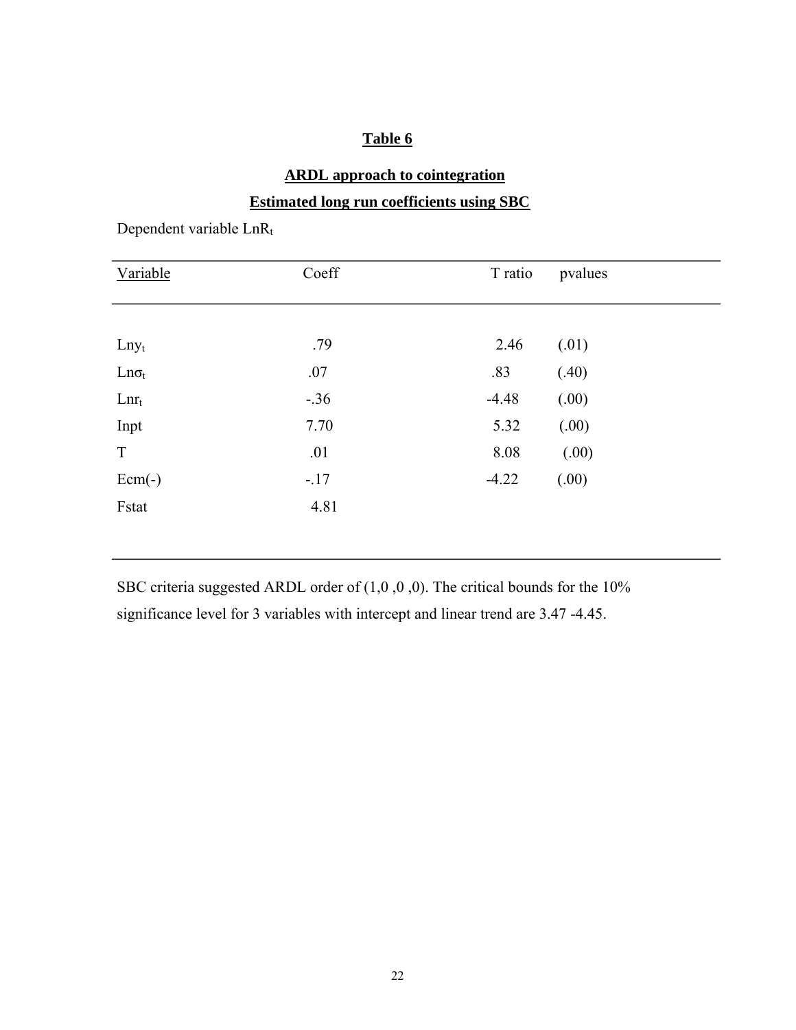# Table 6

## ARDL approach to cointegration

## Estimated long run coefficients using SBC

Dependent variable $LnR_t$

| Variable | Coeff | T ratio | pvalues |
|---|---|---|---|
| $Lny_t$ | .79 | 2.46 | (.01) |
| $Ln\sigma_t$ | .07 | .83 | (.40) |
| $Lnr_t$ | -.36 | -4.48 | (.00) |
| Inpt | 7.70 | 5.32 | (.00) |
| T | .01 | 8.08 | (.00) |
| Ecm(-) | -.17 | -4.22 | (.00) |
| Fstat | 4.81 | | |

SBC criteria suggested ARDL order of (1,0 ,0 ,0). The critical bounds for the 10% significance level for 3 variables with intercept and linear trend are 3.47 -4.45.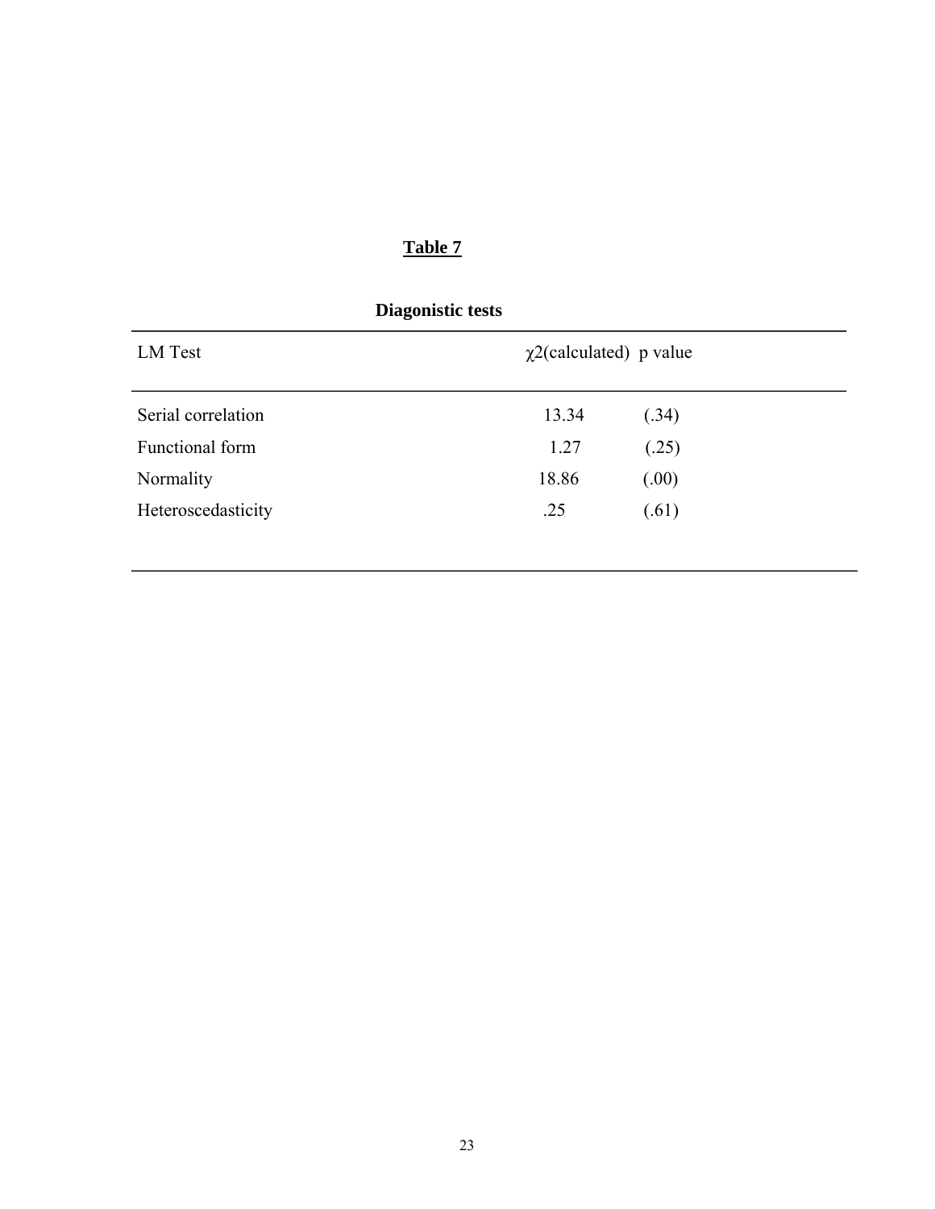**Table 7**

**Diagonistic tests**

| LM Test | $\chi 2$(calculated) | p value |
|---|---|---|
| Serial correlation | 13.34 | (.34) |
| Functional form | 1.27 | (.25) |
| Normality | 18.86 | (.00) |
| Heteroscedasticity | .25 | (.61) |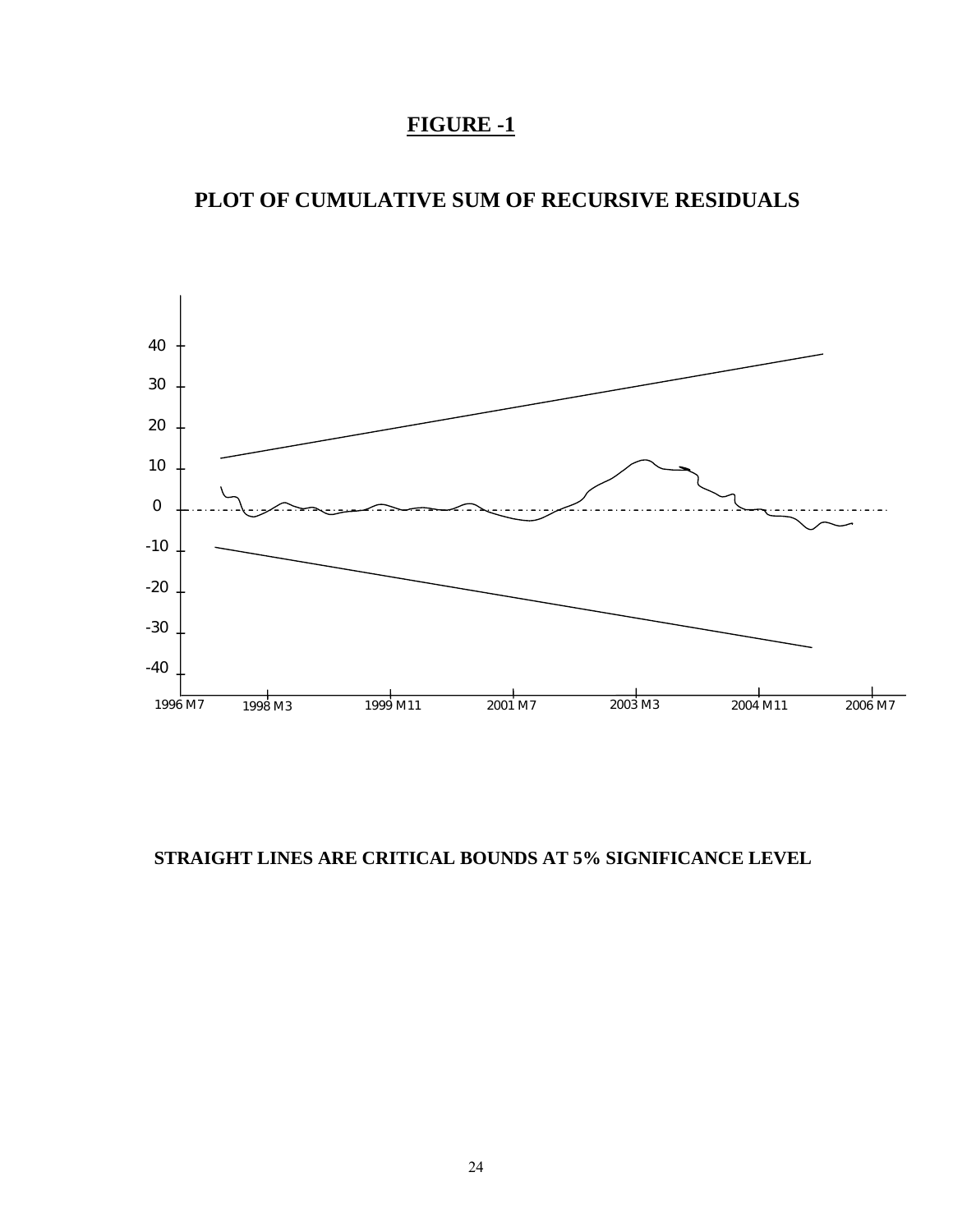# FIGURE -1

## PLOT OF CUMULATIVE SUM OF RECURSIVE RESIDUALS

**STRAIGHT LINES ARE CRITICAL BOUNDS AT 5% SIGNIFICANCE LEVEL**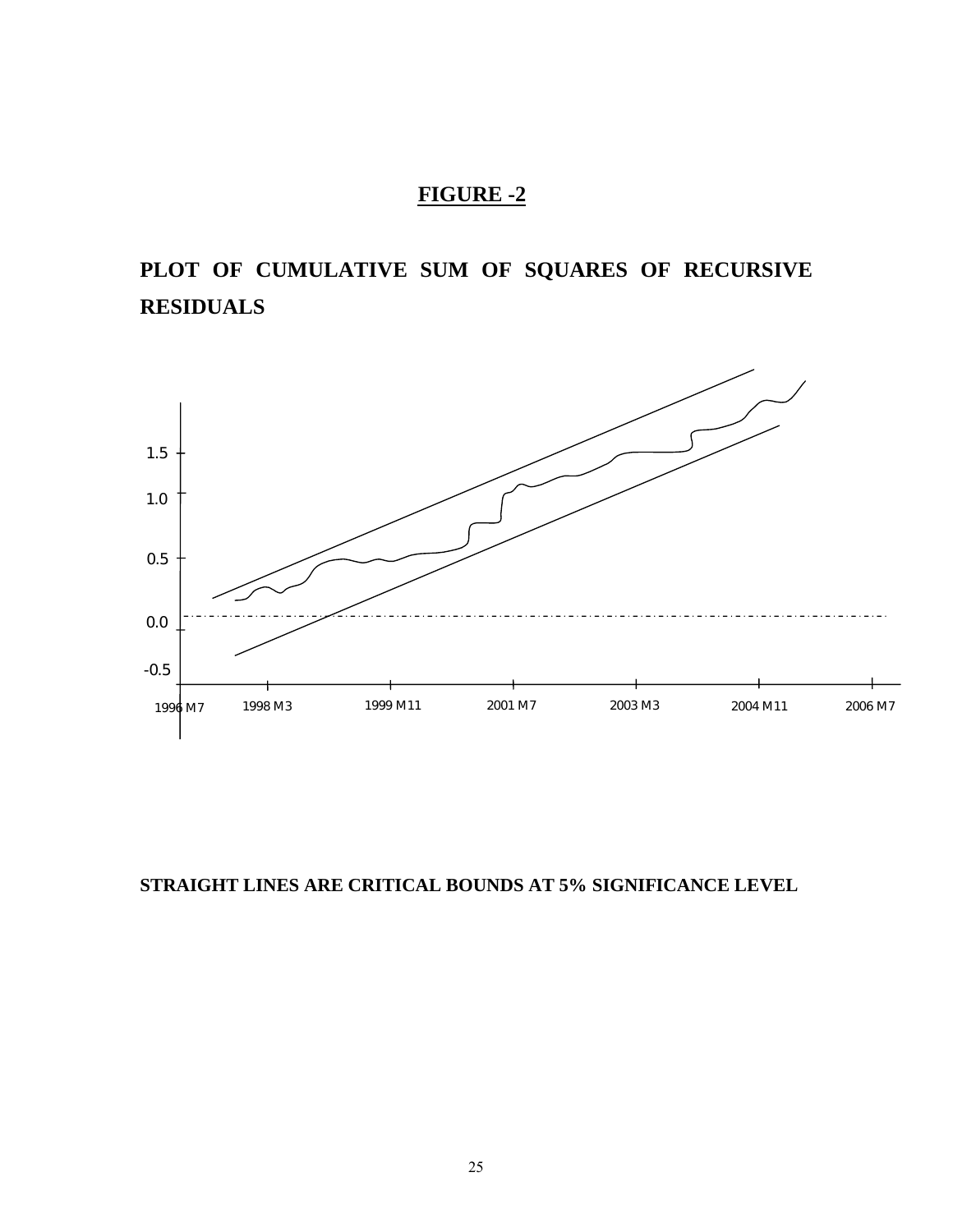## FIGURE -2

**PLOT OF CUMULATIVE SUM OF SQUARES OF RECURSIVE RESIDUALS**

**STRAIGHT LINES ARE CRITICAL BOUNDS AT 5% SIGNIFICANCE LEVEL**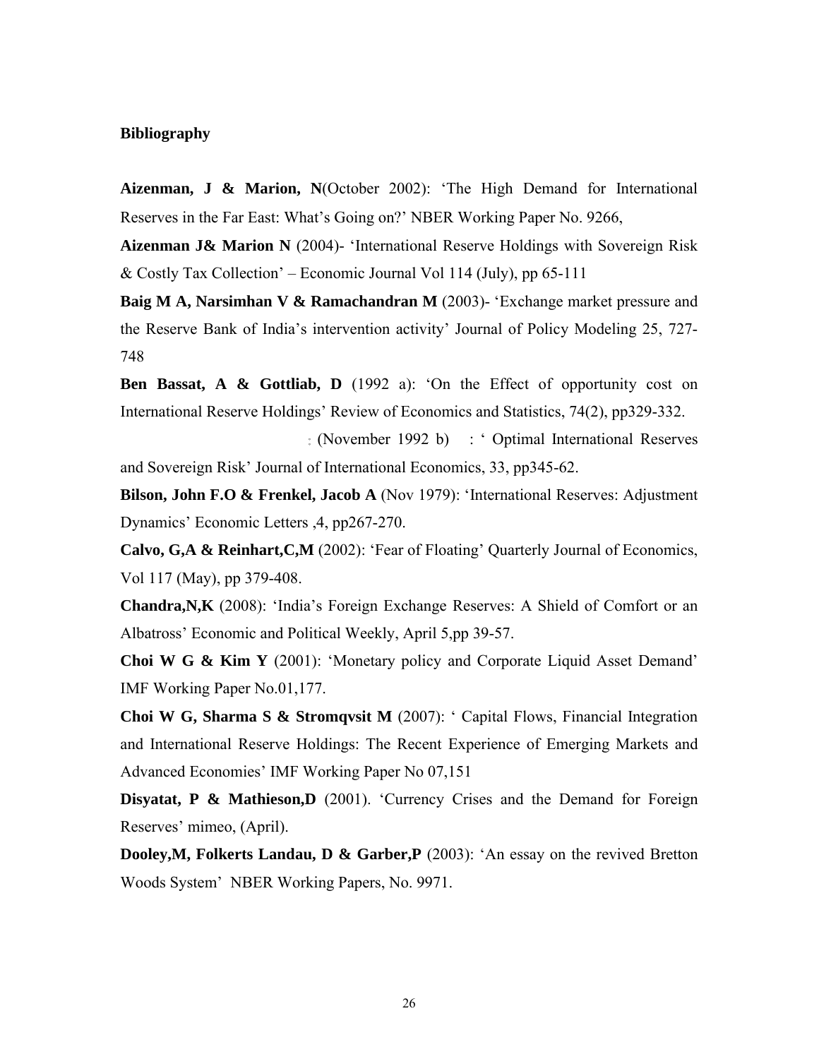**Bibliography**

**Aizenman, J & Marion, N**(October 2002): 'The High Demand for International Reserves in the Far East: What's Going on?' NBER Working Paper No. 9266,

**Aizenman J& Marion N** (2004)- 'International Reserve Holdings with Sovereign Risk & Costly Tax Collection' – Economic Journal Vol 114 (July), pp 65-111

**Baig M A, Narsimhan V & Ramachandran M** (2003)- 'Exchange market pressure and the Reserve Bank of India's intervention activity' Journal of Policy Modeling 25, 727-748

**Ben Bassat, A & Gottliab, D** (1992 a): 'On the Effect of opportunity cost on International Reserve Holdings' Review of Economics and Statistics, 74(2), pp329-332.

; (November 1992 b) : ' Optimal International Reserves and Sovereign Risk' Journal of International Economics, 33, pp345-62.

**Bilson, John F.O & Frenkel, Jacob A** (Nov 1979): 'International Reserves: Adjustment Dynamics' Economic Letters ,4, pp267-270.

**Calvo, G,A & Reinhart,C,M** (2002): 'Fear of Floating' Quarterly Journal of Economics, Vol 117 (May), pp 379-408.

**Chandra,N,K** (2008): 'India's Foreign Exchange Reserves: A Shield of Comfort or an Albatross' Economic and Political Weekly, April 5,pp 39-57.

**Choi W G & Kim Y** (2001): 'Monetary policy and Corporate Liquid Asset Demand' IMF Working Paper No.01,177.

**Choi W G, Sharma S & Stromqvsit M** (2007): ' Capital Flows, Financial Integration and International Reserve Holdings: The Recent Experience of Emerging Markets and Advanced Economies' IMF Working Paper No 07,151

**Disyatat, P & Mathieson,D** (2001). 'Currency Crises and the Demand for Foreign Reserves' mimeo, (April).

**Dooley,M, Folkerts Landau, D & Garber,P** (2003): 'An essay on the revived Bretton Woods System' NBER Working Papers, No. 9971.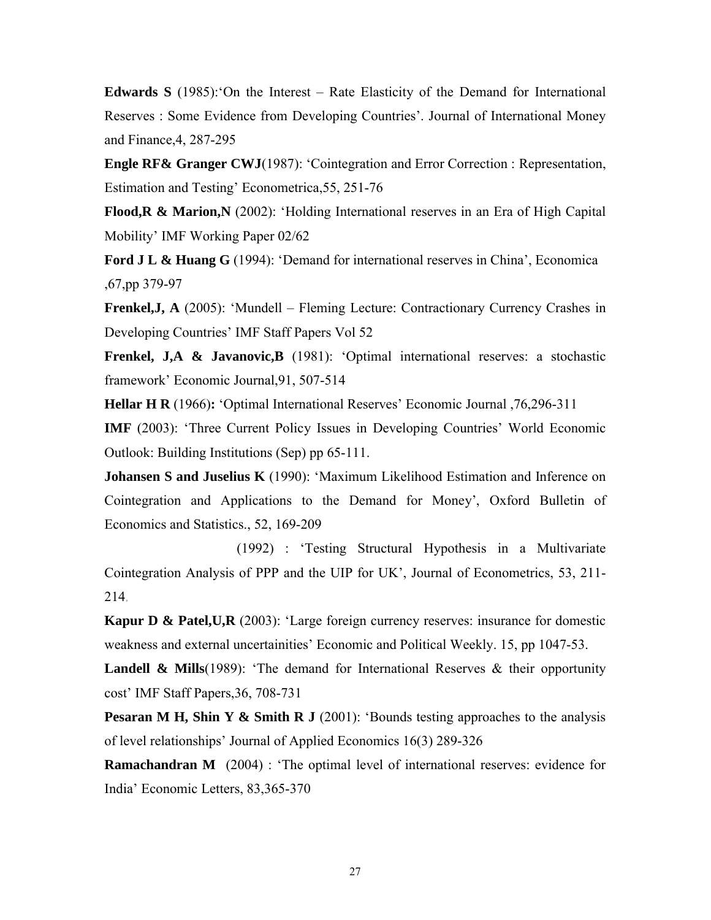**Edwards S** (1985):'On the Interest – Rate Elasticity of the Demand for International Reserves : Some Evidence from Developing Countries'. Journal of International Money and Finance,4, 287-295

**Engle RF& Granger CWJ**(1987): 'Cointegration and Error Correction : Representation, Estimation and Testing' Econometrica,55, 251-76

**Flood,R & Marion,N** (2002): 'Holding International reserves in an Era of High Capital Mobility' IMF Working Paper 02/62

**Ford J L & Huang G** (1994): 'Demand for international reserves in China', Economica ,67,pp 379-97

**Frenkel,J, A** (2005): 'Mundell – Fleming Lecture: Contractionary Currency Crashes in Developing Countries' IMF Staff Papers Vol 52

**Frenkel, J,A & Javanovic,B** (1981): 'Optimal international reserves: a stochastic framework' Economic Journal,91, 507-514

**Hellar H R** (1966)**:** 'Optimal International Reserves' Economic Journal ,76,296-311

**IMF** (2003): 'Three Current Policy Issues in Developing Countries' World Economic Outlook: Building Institutions (Sep) pp 65-111.

**Johansen S and Juselius K** (1990): 'Maximum Likelihood Estimation and Inference on Cointegration and Applications to the Demand for Money', Oxford Bulletin of Economics and Statistics., 52, 169-209

(1992) : 'Testing Structural Hypothesis in a Multivariate Cointegration Analysis of PPP and the UIP for UK', Journal of Econometrics, 53, 211-214.

**Kapur D & Patel,U,R** (2003): 'Large foreign currency reserves: insurance for domestic weakness and external uncertainities' Economic and Political Weekly. 15, pp 1047-53.

**Landell & Mills**(1989): 'The demand for International Reserves & their opportunity cost' IMF Staff Papers,36, 708-731

**Pesaran M H, Shin Y & Smith R J** (2001): 'Bounds testing approaches to the analysis of level relationships' Journal of Applied Economics 16(3) 289-326

**Ramachandran M** (2004) : 'The optimal level of international reserves: evidence for India' Economic Letters, 83,365-370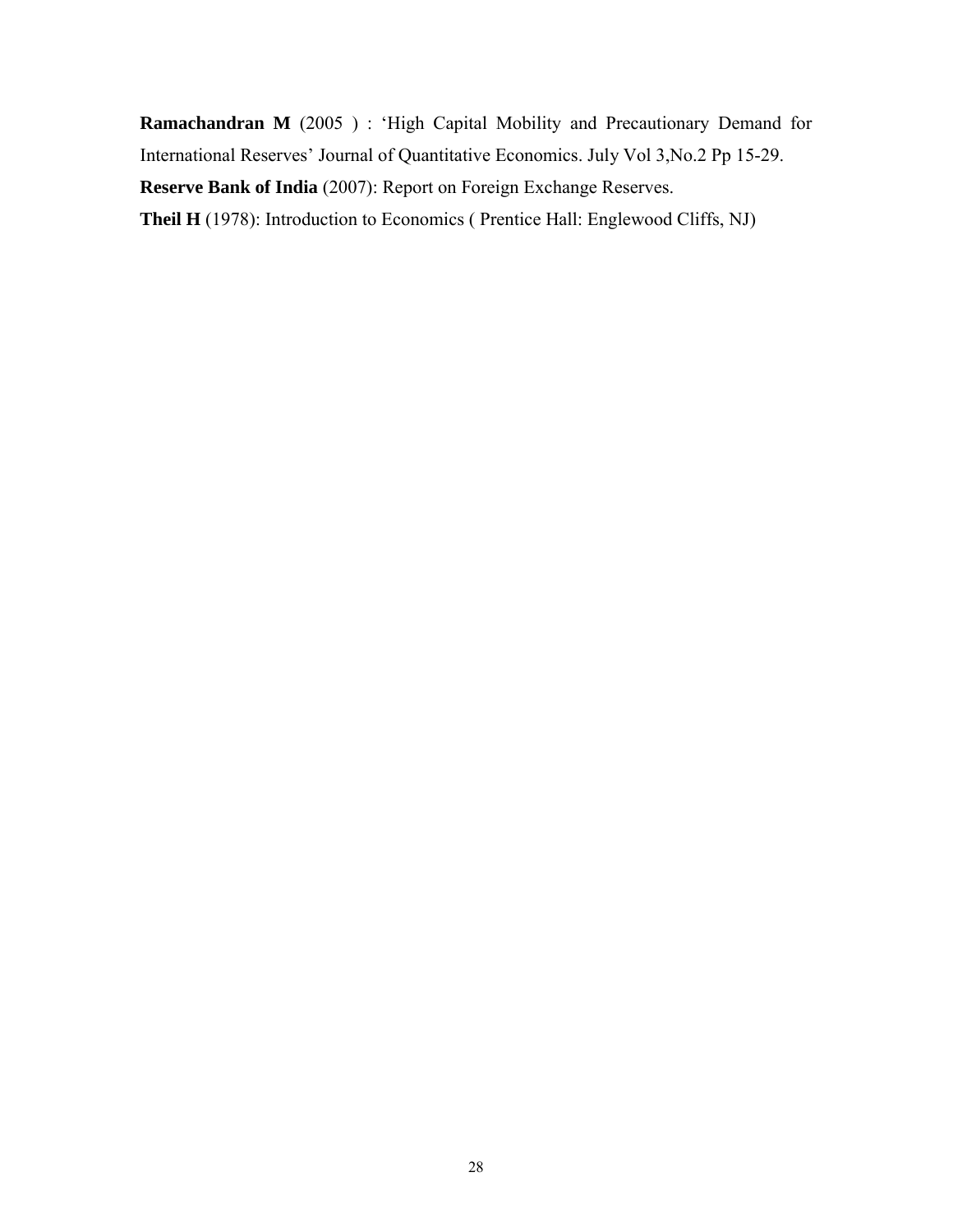**Ramachandran M** (2005 ) : 'High Capital Mobility and Precautionary Demand for International Reserves' Journal of Quantitative Economics. July Vol 3,No.2 Pp 15-29.

**Reserve Bank of India** (2007): Report on Foreign Exchange Reserves.

**Theil H** (1978): Introduction to Economics ( Prentice Hall: Englewood Cliffs, NJ)